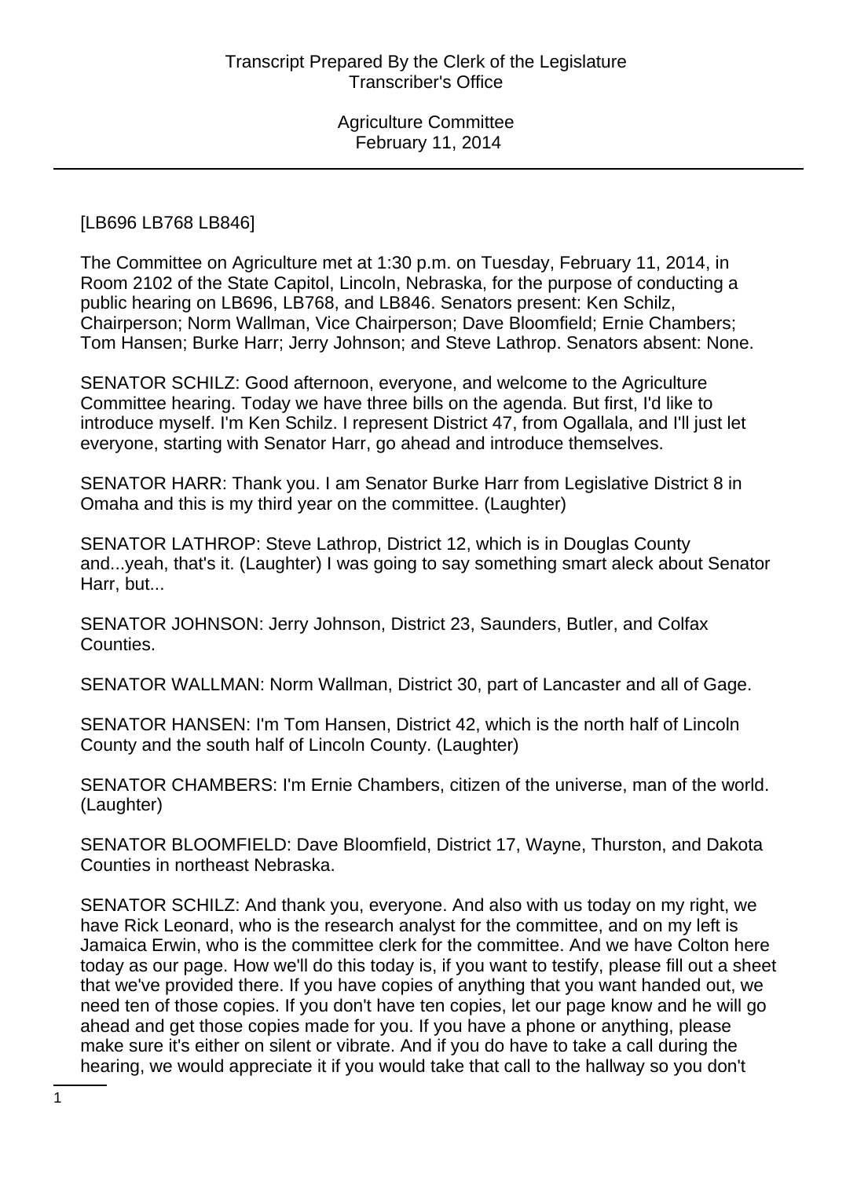[LB696 LB768 LB846]

The Committee on Agriculture met at 1:30 p.m. on Tuesday, February 11, 2014, in Room 2102 of the State Capitol, Lincoln, Nebraska, for the purpose of conducting a public hearing on LB696, LB768, and LB846. Senators present: Ken Schilz, Chairperson; Norm Wallman, Vice Chairperson; Dave Bloomfield; Ernie Chambers; Tom Hansen; Burke Harr; Jerry Johnson; and Steve Lathrop. Senators absent: None.

SENATOR SCHILZ: Good afternoon, everyone, and welcome to the Agriculture Committee hearing. Today we have three bills on the agenda. But first, I'd like to introduce myself. I'm Ken Schilz. I represent District 47, from Ogallala, and I'll just let everyone, starting with Senator Harr, go ahead and introduce themselves.

SENATOR HARR: Thank you. I am Senator Burke Harr from Legislative District 8 in Omaha and this is my third year on the committee. (Laughter)

SENATOR LATHROP: Steve Lathrop, District 12, which is in Douglas County and...yeah, that's it. (Laughter) I was going to say something smart aleck about Senator Harr, but...

SENATOR JOHNSON: Jerry Johnson, District 23, Saunders, Butler, and Colfax Counties.

SENATOR WALLMAN: Norm Wallman, District 30, part of Lancaster and all of Gage.

SENATOR HANSEN: I'm Tom Hansen, District 42, which is the north half of Lincoln County and the south half of Lincoln County. (Laughter)

SENATOR CHAMBERS: I'm Ernie Chambers, citizen of the universe, man of the world. (Laughter)

SENATOR BLOOMFIELD: Dave Bloomfield, District 17, Wayne, Thurston, and Dakota Counties in northeast Nebraska.

SENATOR SCHILZ: And thank you, everyone. And also with us today on my right, we have Rick Leonard, who is the research analyst for the committee, and on my left is Jamaica Erwin, who is the committee clerk for the committee. And we have Colton here today as our page. How we'll do this today is, if you want to testify, please fill out a sheet that we've provided there. If you have copies of anything that you want handed out, we need ten of those copies. If you don't have ten copies, let our page know and he will go ahead and get those copies made for you. If you have a phone or anything, please make sure it's either on silent or vibrate. And if you do have to take a call during the hearing, we would appreciate it if you would take that call to the hallway so you don't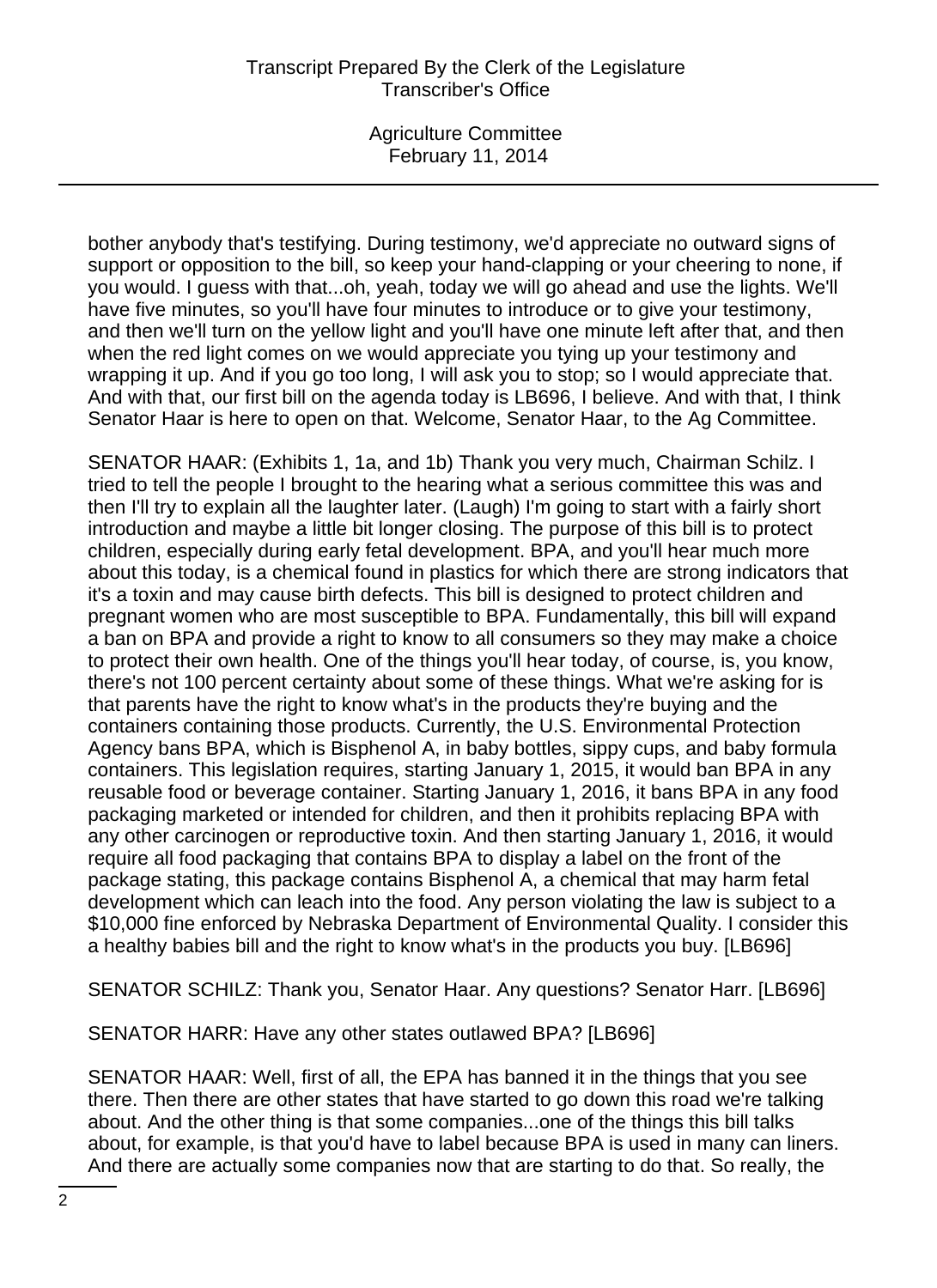bother anybody that's testifying. During testimony, we'd appreciate no outward signs of support or opposition to the bill, so keep your hand-clapping or your cheering to none, if you would. I guess with that...oh, yeah, today we will go ahead and use the lights. We'll have five minutes, so you'll have four minutes to introduce or to give your testimony, and then we'll turn on the yellow light and you'll have one minute left after that, and then when the red light comes on we would appreciate you tying up your testimony and wrapping it up. And if you go too long, I will ask you to stop; so I would appreciate that. And with that, our first bill on the agenda today is LB696, I believe. And with that, I think Senator Haar is here to open on that. Welcome, Senator Haar, to the Ag Committee.

SENATOR HAAR: (Exhibits 1, 1a, and 1b) Thank you very much, Chairman Schilz. I tried to tell the people I brought to the hearing what a serious committee this was and then I'll try to explain all the laughter later. (Laugh) I'm going to start with a fairly short introduction and maybe a little bit longer closing. The purpose of this bill is to protect children, especially during early fetal development. BPA, and you'll hear much more about this today, is a chemical found in plastics for which there are strong indicators that it's a toxin and may cause birth defects. This bill is designed to protect children and pregnant women who are most susceptible to BPA. Fundamentally, this bill will expand a ban on BPA and provide a right to know to all consumers so they may make a choice to protect their own health. One of the things you'll hear today, of course, is, you know, there's not 100 percent certainty about some of these things. What we're asking for is that parents have the right to know what's in the products they're buying and the containers containing those products. Currently, the U.S. Environmental Protection Agency bans BPA, which is Bisphenol A, in baby bottles, sippy cups, and baby formula containers. This legislation requires, starting January 1, 2015, it would ban BPA in any reusable food or beverage container. Starting January 1, 2016, it bans BPA in any food packaging marketed or intended for children, and then it prohibits replacing BPA with any other carcinogen or reproductive toxin. And then starting January 1, 2016, it would require all food packaging that contains BPA to display a label on the front of the package stating, this package contains Bisphenol A, a chemical that may harm fetal development which can leach into the food. Any person violating the law is subject to a $10,000 fine enforced by Nebraska Department of Environmental Quality. I consider this a healthy babies bill and the right to know what's in the products you buy. [LB696]

SENATOR SCHILZ: Thank you, Senator Haar. Any questions? Senator Harr. [LB696]

SENATOR HARR: Have any other states outlawed BPA? [LB696]

SENATOR HAAR: Well, first of all, the EPA has banned it in the things that you see there. Then there are other states that have started to go down this road we're talking about. And the other thing is that some companies...one of the things this bill talks about, for example, is that you'd have to label because BPA is used in many can liners. And there are actually some companies now that are starting to do that. So really, the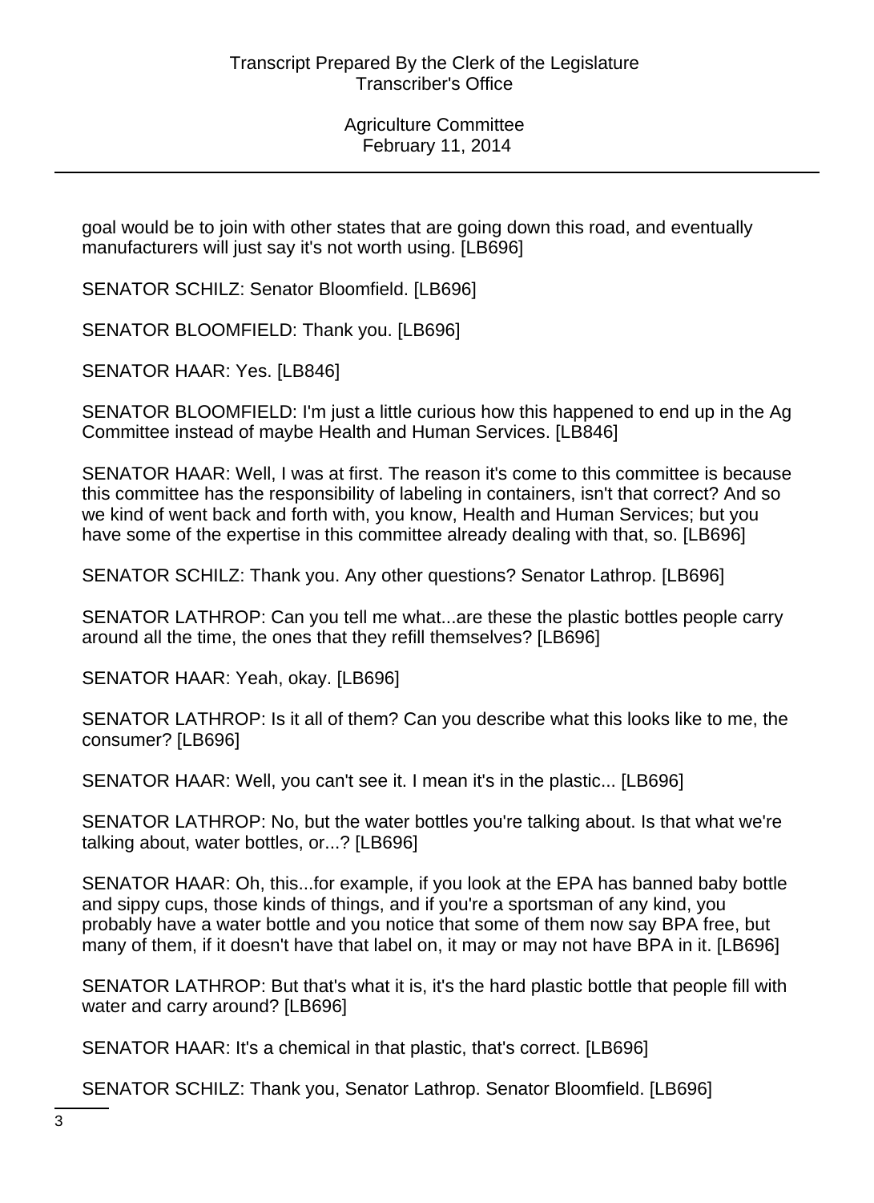goal would be to join with other states that are going down this road, and eventually manufacturers will just say it's not worth using. [LB696]

SENATOR SCHILZ: Senator Bloomfield. [LB696]

SENATOR BLOOMFIELD: Thank you. [LB696]

SENATOR HAAR: Yes. [LB846]

SENATOR BLOOMFIELD: I'm just a little curious how this happened to end up in the Ag Committee instead of maybe Health and Human Services. [LB846]

SENATOR HAAR: Well, I was at first. The reason it's come to this committee is because this committee has the responsibility of labeling in containers, isn't that correct? And so we kind of went back and forth with, you know, Health and Human Services; but you have some of the expertise in this committee already dealing with that, so. [LB696]

SENATOR SCHILZ: Thank you. Any other questions? Senator Lathrop. [LB696]

SENATOR LATHROP: Can you tell me what...are these the plastic bottles people carry around all the time, the ones that they refill themselves? [LB696]

SENATOR HAAR: Yeah, okay. [LB696]

SENATOR LATHROP: Is it all of them? Can you describe what this looks like to me, the consumer? [LB696]

SENATOR HAAR: Well, you can't see it. I mean it's in the plastic... [LB696]

SENATOR LATHROP: No, but the water bottles you're talking about. Is that what we're talking about, water bottles, or...? [LB696]

SENATOR HAAR: Oh, this...for example, if you look at the EPA has banned baby bottle and sippy cups, those kinds of things, and if you're a sportsman of any kind, you probably have a water bottle and you notice that some of them now say BPA free, but many of them, if it doesn't have that label on, it may or may not have BPA in it. [LB696]

SENATOR LATHROP: But that's what it is, it's the hard plastic bottle that people fill with water and carry around? [LB696]

SENATOR HAAR: It's a chemical in that plastic, that's correct. [LB696]

SENATOR SCHILZ: Thank you, Senator Lathrop. Senator Bloomfield. [LB696]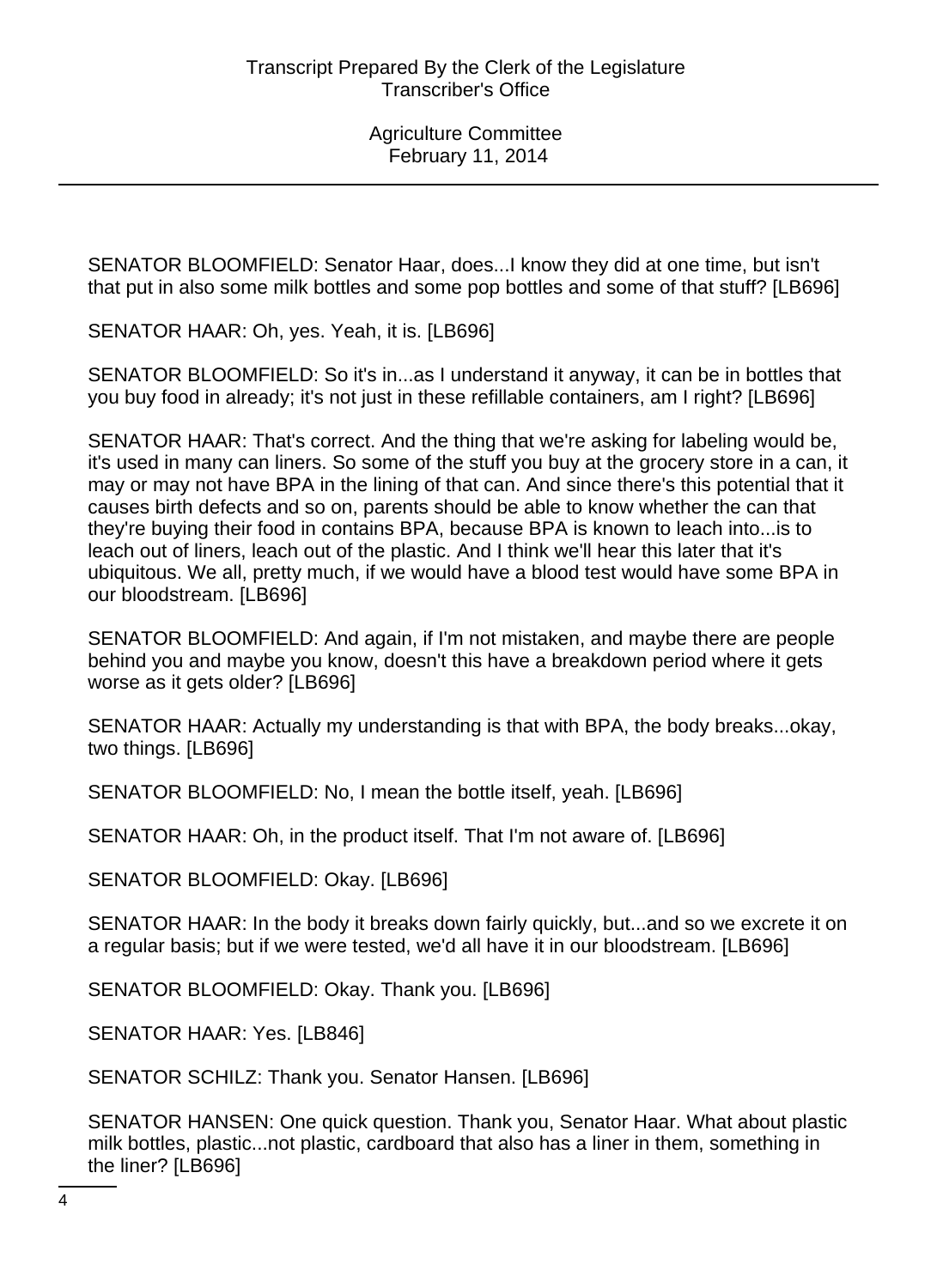SENATOR BLOOMFIELD: Senator Haar, does...I know they did at one time, but isn't that put in also some milk bottles and some pop bottles and some of that stuff? [LB696]

SENATOR HAAR: Oh, yes. Yeah, it is. [LB696]

SENATOR BLOOMFIELD: So it's in...as I understand it anyway, it can be in bottles that you buy food in already; it's not just in these refillable containers, am I right? [LB696]

SENATOR HAAR: That's correct. And the thing that we're asking for labeling would be, it's used in many can liners. So some of the stuff you buy at the grocery store in a can, it may or may not have BPA in the lining of that can. And since there's this potential that it causes birth defects and so on, parents should be able to know whether the can that they're buying their food in contains BPA, because BPA is known to leach into...is to leach out of liners, leach out of the plastic. And I think we'll hear this later that it's ubiquitous. We all, pretty much, if we would have a blood test would have some BPA in our bloodstream. [LB696]

SENATOR BLOOMFIELD: And again, if I'm not mistaken, and maybe there are people behind you and maybe you know, doesn't this have a breakdown period where it gets worse as it gets older? [LB696]

SENATOR HAAR: Actually my understanding is that with BPA, the body breaks...okay, two things. [LB696]

SENATOR BLOOMFIELD: No, I mean the bottle itself, yeah. [LB696]

SENATOR HAAR: Oh, in the product itself. That I'm not aware of. [LB696]

SENATOR BLOOMFIELD: Okay. [LB696]

SENATOR HAAR: In the body it breaks down fairly quickly, but...and so we excrete it on a regular basis; but if we were tested, we'd all have it in our bloodstream. [LB696]

SENATOR BLOOMFIELD: Okay. Thank you. [LB696]

SENATOR HAAR: Yes. [LB846]

SENATOR SCHILZ: Thank you. Senator Hansen. [LB696]

SENATOR HANSEN: One quick question. Thank you, Senator Haar. What about plastic milk bottles, plastic...not plastic, cardboard that also has a liner in them, something in the liner? [LB696]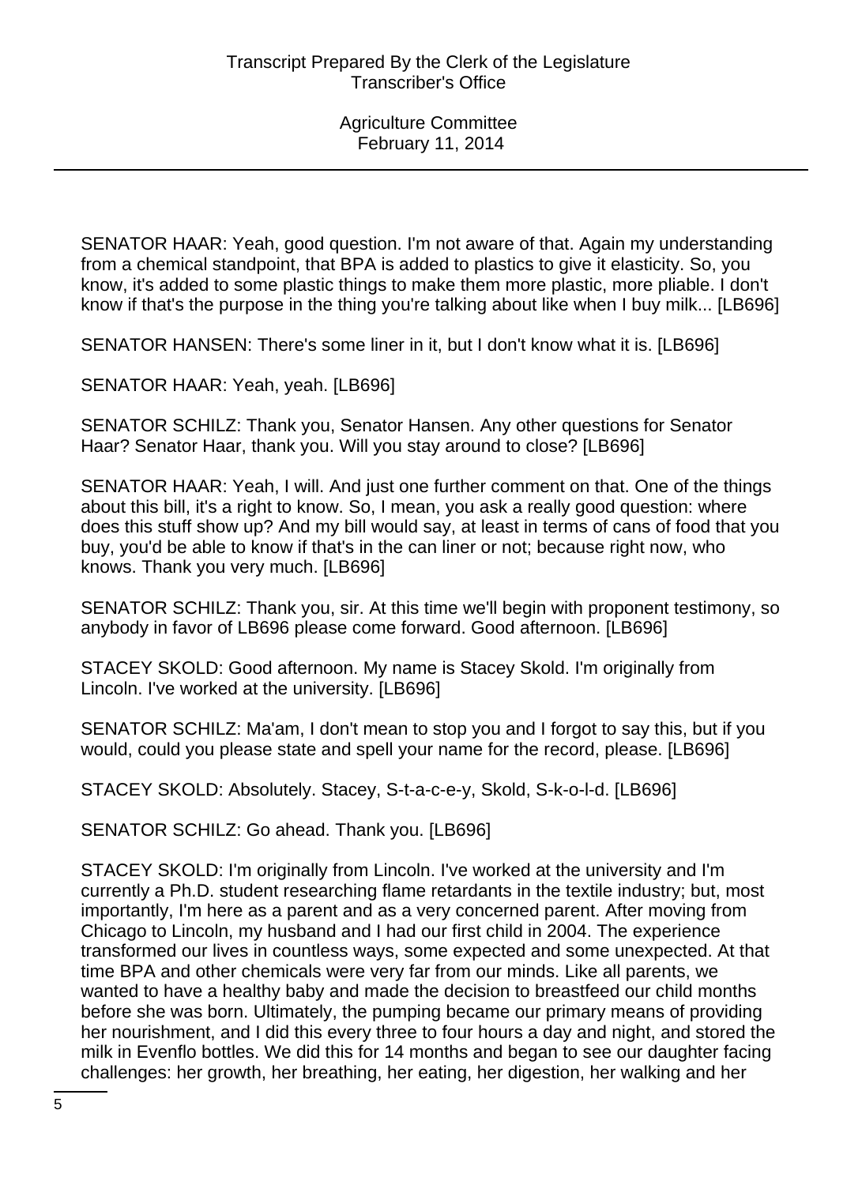SENATOR HAAR: Yeah, good question. I'm not aware of that. Again my understanding from a chemical standpoint, that BPA is added to plastics to give it elasticity. So, you know, it's added to some plastic things to make them more plastic, more pliable. I don't know if that's the purpose in the thing you're talking about like when I buy milk... [LB696]

SENATOR HANSEN: There's some liner in it, but I don't know what it is. [LB696]

SENATOR HAAR: Yeah, yeah. [LB696]

SENATOR SCHILZ: Thank you, Senator Hansen. Any other questions for Senator Haar? Senator Haar, thank you. Will you stay around to close? [LB696]

SENATOR HAAR: Yeah, I will. And just one further comment on that. One of the things about this bill, it's a right to know. So, I mean, you ask a really good question: where does this stuff show up? And my bill would say, at least in terms of cans of food that you buy, you'd be able to know if that's in the can liner or not; because right now, who knows. Thank you very much. [LB696]

SENATOR SCHILZ: Thank you, sir. At this time we'll begin with proponent testimony, so anybody in favor of LB696 please come forward. Good afternoon. [LB696]

STACEY SKOLD: Good afternoon. My name is Stacey Skold. I'm originally from Lincoln. I've worked at the university. [LB696]

SENATOR SCHILZ: Ma'am, I don't mean to stop you and I forgot to say this, but if you would, could you please state and spell your name for the record, please. [LB696]

STACEY SKOLD: Absolutely. Stacey, S-t-a-c-e-y, Skold, S-k-o-l-d. [LB696]

SENATOR SCHILZ: Go ahead. Thank you. [LB696]

STACEY SKOLD: I'm originally from Lincoln. I've worked at the university and I'm currently a Ph.D. student researching flame retardants in the textile industry; but, most importantly, I'm here as a parent and as a very concerned parent. After moving from Chicago to Lincoln, my husband and I had our first child in 2004. The experience transformed our lives in countless ways, some expected and some unexpected. At that time BPA and other chemicals were very far from our minds. Like all parents, we wanted to have a healthy baby and made the decision to breastfeed our child months before she was born. Ultimately, the pumping became our primary means of providing her nourishment, and I did this every three to four hours a day and night, and stored the milk in Evenflo bottles. We did this for 14 months and began to see our daughter facing challenges: her growth, her breathing, her eating, her digestion, her walking and her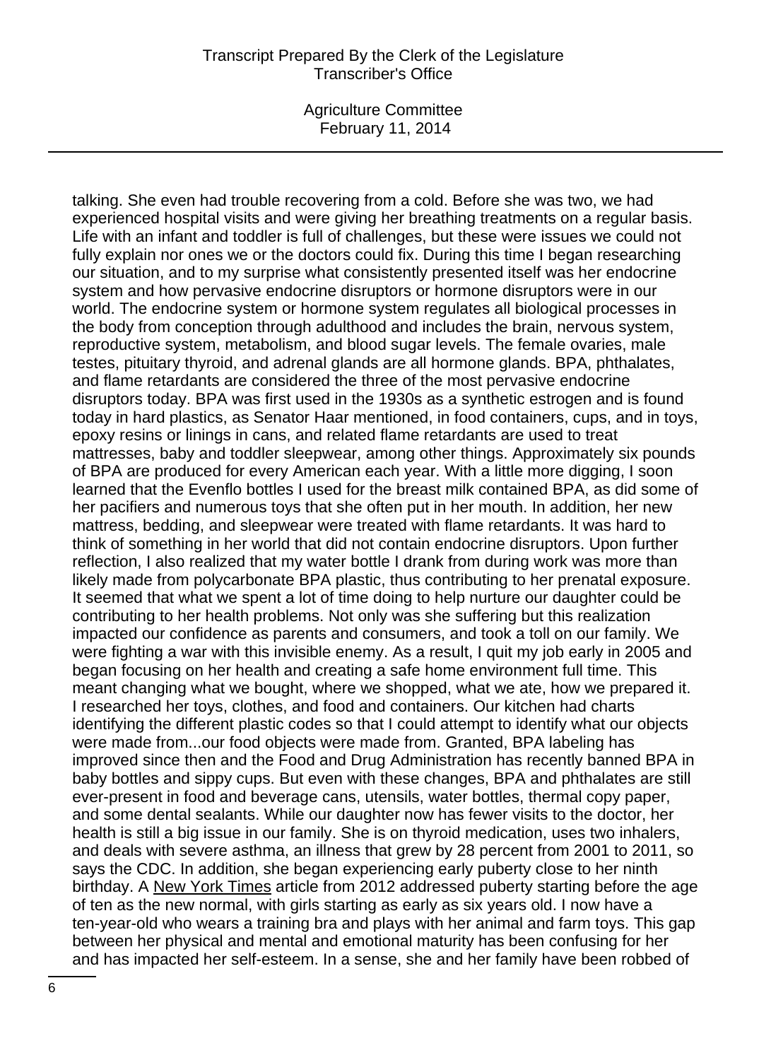talking. She even had trouble recovering from a cold. Before she was two, we had experienced hospital visits and were giving her breathing treatments on a regular basis. Life with an infant and toddler is full of challenges, but these were issues we could not fully explain nor ones we or the doctors could fix. During this time I began researching our situation, and to my surprise what consistently presented itself was her endocrine system and how pervasive endocrine disruptors or hormone disruptors were in our world. The endocrine system or hormone system regulates all biological processes in the body from conception through adulthood and includes the brain, nervous system, reproductive system, metabolism, and blood sugar levels. The female ovaries, male testes, pituitary thyroid, and adrenal glands are all hormone glands. BPA, phthalates, and flame retardants are considered the three of the most pervasive endocrine disruptors today. BPA was first used in the 1930s as a synthetic estrogen and is found today in hard plastics, as Senator Haar mentioned, in food containers, cups, and in toys, epoxy resins or linings in cans, and related flame retardants are used to treat mattresses, baby and toddler sleepwear, among other things. Approximately six pounds of BPA are produced for every American each year. With a little more digging, I soon learned that the Evenflo bottles I used for the breast milk contained BPA, as did some of her pacifiers and numerous toys that she often put in her mouth. In addition, her new mattress, bedding, and sleepwear were treated with flame retardants. It was hard to think of something in her world that did not contain endocrine disruptors. Upon further reflection, I also realized that my water bottle I drank from during work was more than likely made from polycarbonate BPA plastic, thus contributing to her prenatal exposure. It seemed that what we spent a lot of time doing to help nurture our daughter could be contributing to her health problems. Not only was she suffering but this realization impacted our confidence as parents and consumers, and took a toll on our family. We were fighting a war with this invisible enemy. As a result, I quit my job early in 2005 and began focusing on her health and creating a safe home environment full time. This meant changing what we bought, where we shopped, what we ate, how we prepared it. I researched her toys, clothes, and food and containers. Our kitchen had charts identifying the different plastic codes so that I could attempt to identify what our objects were made from...our food objects were made from. Granted, BPA labeling has improved since then and the Food and Drug Administration has recently banned BPA in baby bottles and sippy cups. But even with these changes, BPA and phthalates are still ever-present in food and beverage cans, utensils, water bottles, thermal copy paper, and some dental sealants. While our daughter now has fewer visits to the doctor, her health is still a big issue in our family. She is on thyroid medication, uses two inhalers, and deals with severe asthma, an illness that grew by 28 percent from 2001 to 2011, so says the CDC. In addition, she began experiencing early puberty close to her ninth birthday. A New York Times article from 2012 addressed puberty starting before the age of ten as the new normal, with girls starting as early as six years old. I now have a ten-year-old who wears a training bra and plays with her animal and farm toys. This gap between her physical and mental and emotional maturity has been confusing for her and has impacted her self-esteem. In a sense, she and her family have been robbed of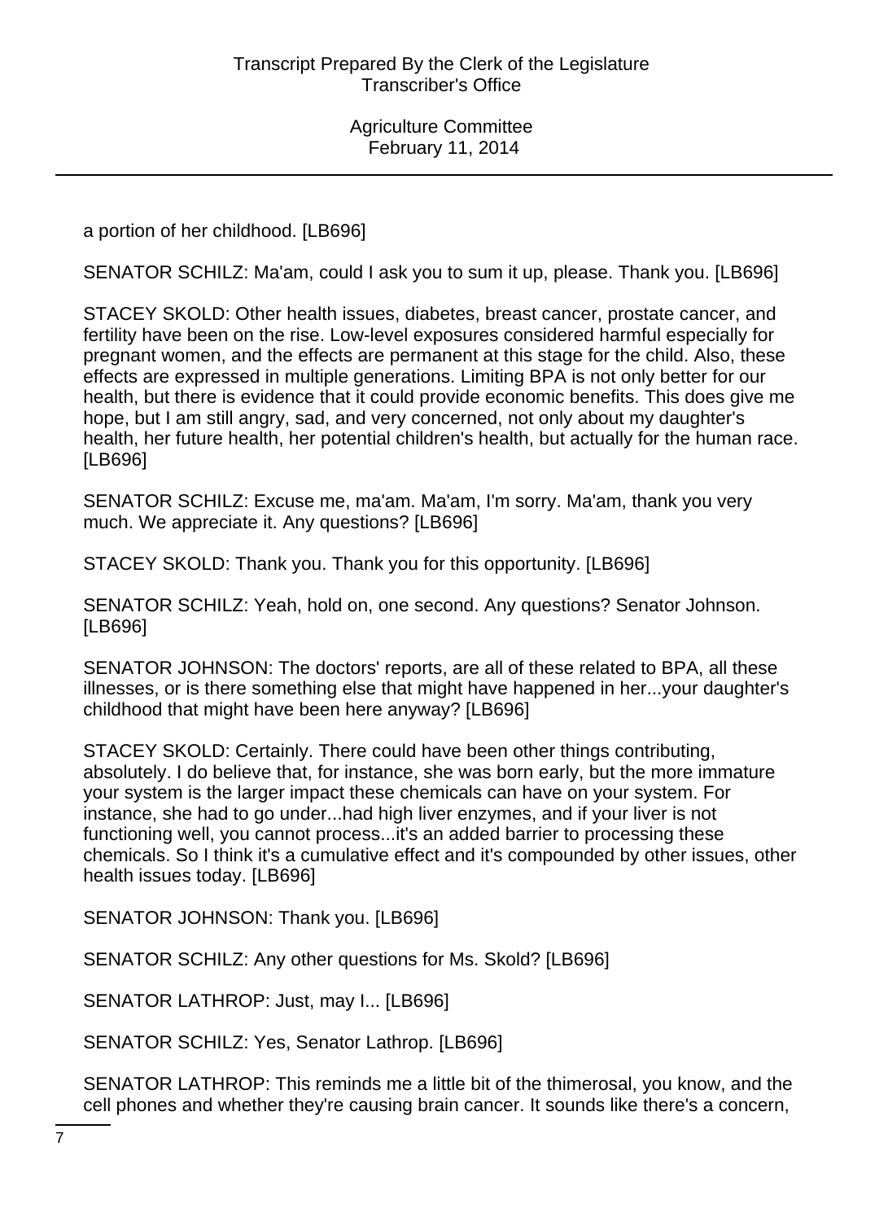a portion of her childhood. [LB696]

SENATOR SCHILZ: Ma'am, could I ask you to sum it up, please. Thank you. [LB696]

STACEY SKOLD: Other health issues, diabetes, breast cancer, prostate cancer, and fertility have been on the rise. Low-level exposures considered harmful especially for pregnant women, and the effects are permanent at this stage for the child. Also, these effects are expressed in multiple generations. Limiting BPA is not only better for our health, but there is evidence that it could provide economic benefits. This does give me hope, but I am still angry, sad, and very concerned, not only about my daughter's health, her future health, her potential children's health, but actually for the human race. [LB696]

SENATOR SCHILZ: Excuse me, ma'am. Ma'am, I'm sorry. Ma'am, thank you very much. We appreciate it. Any questions? [LB696]

STACEY SKOLD: Thank you. Thank you for this opportunity. [LB696]

SENATOR SCHILZ: Yeah, hold on, one second. Any questions? Senator Johnson. [LB696]

SENATOR JOHNSON: The doctors' reports, are all of these related to BPA, all these illnesses, or is there something else that might have happened in her...your daughter's childhood that might have been here anyway? [LB696]

STACEY SKOLD: Certainly. There could have been other things contributing, absolutely. I do believe that, for instance, she was born early, but the more immature your system is the larger impact these chemicals can have on your system. For instance, she had to go under...had high liver enzymes, and if your liver is not functioning well, you cannot process...it's an added barrier to processing these chemicals. So I think it's a cumulative effect and it's compounded by other issues, other health issues today. [LB696]

SENATOR JOHNSON: Thank you. [LB696]

SENATOR SCHILZ: Any other questions for Ms. Skold? [LB696]

SENATOR LATHROP: Just, may I... [LB696]

SENATOR SCHILZ: Yes, Senator Lathrop. [LB696]

SENATOR LATHROP: This reminds me a little bit of the thimerosal, you know, and the cell phones and whether they're causing brain cancer. It sounds like there's a concern,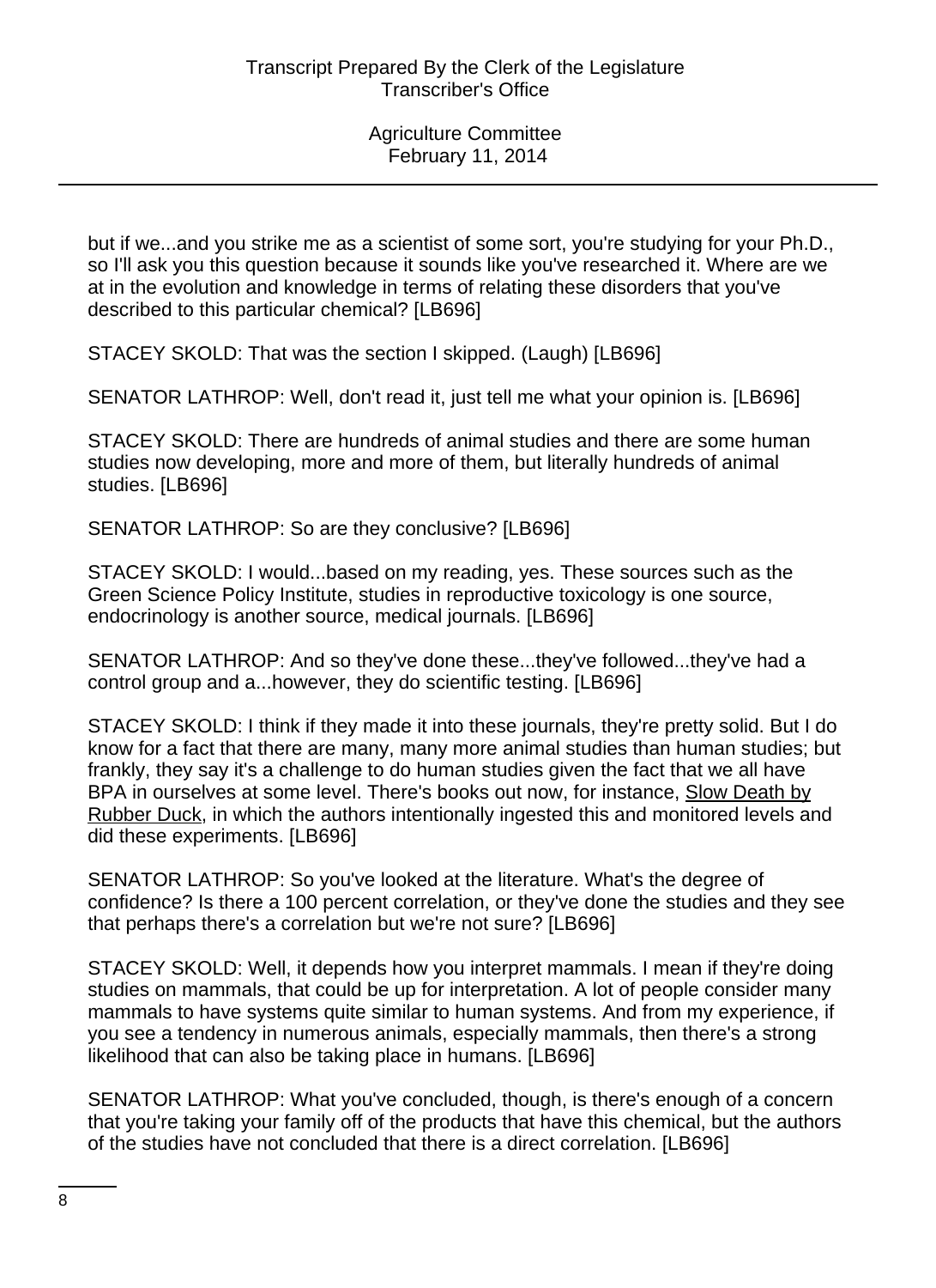but if we...and you strike me as a scientist of some sort, you're studying for your Ph.D., so I'll ask you this question because it sounds like you've researched it. Where are we at in the evolution and knowledge in terms of relating these disorders that you've described to this particular chemical? [LB696]

STACEY SKOLD: That was the section I skipped. (Laugh) [LB696]

SENATOR LATHROP: Well, don't read it, just tell me what your opinion is. [LB696]

STACEY SKOLD: There are hundreds of animal studies and there are some human studies now developing, more and more of them, but literally hundreds of animal studies. [LB696]

SENATOR LATHROP: So are they conclusive? [LB696]

STACEY SKOLD: I would...based on my reading, yes. These sources such as the Green Science Policy Institute, studies in reproductive toxicology is one source, endocrinology is another source, medical journals. [LB696]

SENATOR LATHROP: And so they've done these...they've followed...they've had a control group and a...however, they do scientific testing. [LB696]

STACEY SKOLD: I think if they made it into these journals, they're pretty solid. But I do know for a fact that there are many, many more animal studies than human studies; but frankly, they say it's a challenge to do human studies given the fact that we all have BPA in ourselves at some level. There's books out now, for instance, Slow Death by Rubber Duck, in which the authors intentionally ingested this and monitored levels and did these experiments. [LB696]

SENATOR LATHROP: So you've looked at the literature. What's the degree of confidence? Is there a 100 percent correlation, or they've done the studies and they see that perhaps there's a correlation but we're not sure? [LB696]

STACEY SKOLD: Well, it depends how you interpret mammals. I mean if they're doing studies on mammals, that could be up for interpretation. A lot of people consider many mammals to have systems quite similar to human systems. And from my experience, if you see a tendency in numerous animals, especially mammals, then there's a strong likelihood that can also be taking place in humans. [LB696]

SENATOR LATHROP: What you've concluded, though, is there's enough of a concern that you're taking your family off of the products that have this chemical, but the authors of the studies have not concluded that there is a direct correlation. [LB696]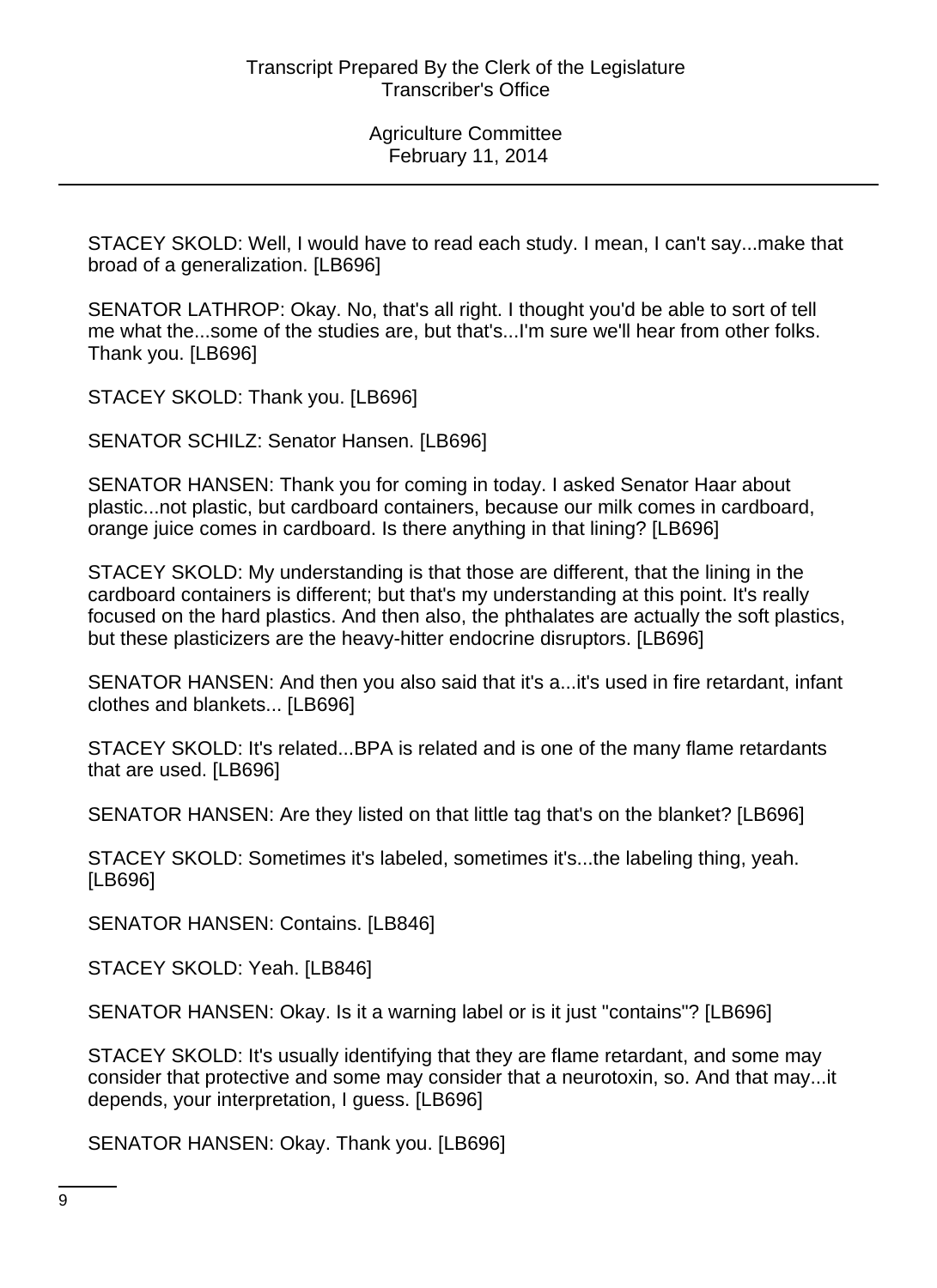STACEY SKOLD: Well, I would have to read each study. I mean, I can't say...make that broad of a generalization. [LB696]

SENATOR LATHROP: Okay. No, that's all right. I thought you'd be able to sort of tell me what the...some of the studies are, but that's...I'm sure we'll hear from other folks. Thank you. [LB696]

STACEY SKOLD: Thank you. [LB696]

SENATOR SCHILZ: Senator Hansen. [LB696]

SENATOR HANSEN: Thank you for coming in today. I asked Senator Haar about plastic...not plastic, but cardboard containers, because our milk comes in cardboard, orange juice comes in cardboard. Is there anything in that lining? [LB696]

STACEY SKOLD: My understanding is that those are different, that the lining in the cardboard containers is different; but that's my understanding at this point. It's really focused on the hard plastics. And then also, the phthalates are actually the soft plastics, but these plasticizers are the heavy-hitter endocrine disruptors. [LB696]

SENATOR HANSEN: And then you also said that it's a...it's used in fire retardant, infant clothes and blankets... [LB696]

STACEY SKOLD: It's related...BPA is related and is one of the many flame retardants that are used. [LB696]

SENATOR HANSEN: Are they listed on that little tag that's on the blanket? [LB696]

STACEY SKOLD: Sometimes it's labeled, sometimes it's...the labeling thing, yeah. [LB696]

SENATOR HANSEN: Contains. [LB846]

STACEY SKOLD: Yeah. [LB846]

SENATOR HANSEN: Okay. Is it a warning label or is it just "contains"? [LB696]

STACEY SKOLD: It's usually identifying that they are flame retardant, and some may consider that protective and some may consider that a neurotoxin, so. And that may...it depends, your interpretation, I guess. [LB696]

SENATOR HANSEN: Okay. Thank you. [LB696]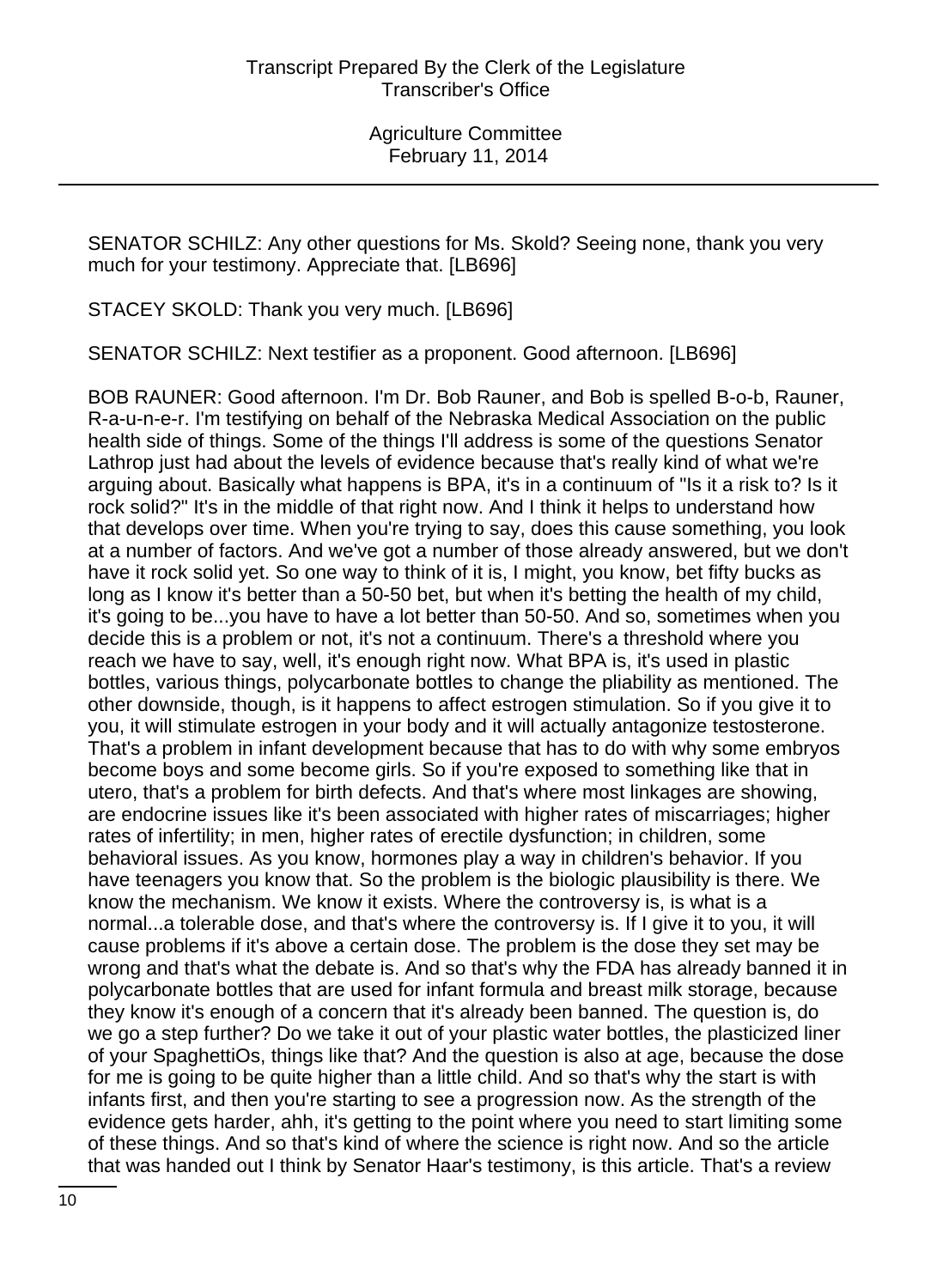SENATOR SCHILZ: Any other questions for Ms. Skold? Seeing none, thank you very much for your testimony. Appreciate that. [LB696]

STACEY SKOLD: Thank you very much. [LB696]

SENATOR SCHILZ: Next testifier as a proponent. Good afternoon. [LB696]

BOB RAUNER: Good afternoon. I'm Dr. Bob Rauner, and Bob is spelled B-o-b, Rauner, R-a-u-n-e-r. I'm testifying on behalf of the Nebraska Medical Association on the public health side of things. Some of the things I'll address is some of the questions Senator Lathrop just had about the levels of evidence because that's really kind of what we're arguing about. Basically what happens is BPA, it's in a continuum of "Is it a risk to? Is it rock solid?" It's in the middle of that right now. And I think it helps to understand how that develops over time. When you're trying to say, does this cause something, you look at a number of factors. And we've got a number of those already answered, but we don't have it rock solid yet. So one way to think of it is, I might, you know, bet fifty bucks as long as I know it's better than a 50-50 bet, but when it's betting the health of my child, it's going to be...you have to have a lot better than 50-50. And so, sometimes when you decide this is a problem or not, it's not a continuum. There's a threshold where you reach we have to say, well, it's enough right now. What BPA is, it's used in plastic bottles, various things, polycarbonate bottles to change the pliability as mentioned. The other downside, though, is it happens to affect estrogen stimulation. So if you give it to you, it will stimulate estrogen in your body and it will actually antagonize testosterone. That's a problem in infant development because that has to do with why some embryos become boys and some become girls. So if you're exposed to something like that in utero, that's a problem for birth defects. And that's where most linkages are showing, are endocrine issues like it's been associated with higher rates of miscarriages; higher rates of infertility; in men, higher rates of erectile dysfunction; in children, some behavioral issues. As you know, hormones play a way in children's behavior. If you have teenagers you know that. So the problem is the biologic plausibility is there. We know the mechanism. We know it exists. Where the controversy is, is what is a normal...a tolerable dose, and that's where the controversy is. If I give it to you, it will cause problems if it's above a certain dose. The problem is the dose they set may be wrong and that's what the debate is. And so that's why the FDA has already banned it in polycarbonate bottles that are used for infant formula and breast milk storage, because they know it's enough of a concern that it's already been banned. The question is, do we go a step further? Do we take it out of your plastic water bottles, the plasticized liner of your SpaghettiOs, things like that? And the question is also at age, because the dose for me is going to be quite higher than a little child. And so that's why the start is with infants first, and then you're starting to see a progression now. As the strength of the evidence gets harder, ahh, it's getting to the point where you need to start limiting some of these things. And so that's kind of where the science is right now. And so the article that was handed out I think by Senator Haar's testimony, is this article. That's a review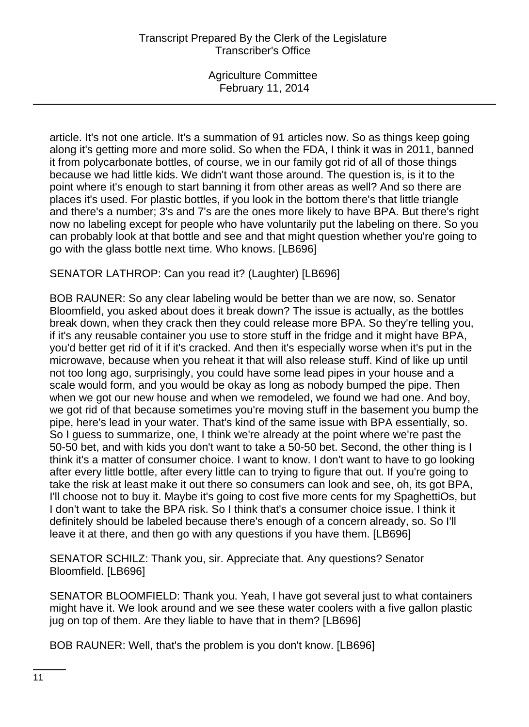article. It's not one article. It's a summation of 91 articles now. So as things keep going along it's getting more and more solid. So when the FDA, I think it was in 2011, banned it from polycarbonate bottles, of course, we in our family got rid of all of those things because we had little kids. We didn't want those around. The question is, is it to the point where it's enough to start banning it from other areas as well? And so there are places it's used. For plastic bottles, if you look in the bottom there's that little triangle and there's a number; 3's and 7's are the ones more likely to have BPA. But there's right now no labeling except for people who have voluntarily put the labeling on there. So you can probably look at that bottle and see and that might question whether you're going to go with the glass bottle next time. Who knows. [LB696]

SENATOR LATHROP: Can you read it? (Laughter) [LB696]

BOB RAUNER: So any clear labeling would be better than we are now, so. Senator Bloomfield, you asked about does it break down? The issue is actually, as the bottles break down, when they crack then they could release more BPA. So they're telling you, if it's any reusable container you use to store stuff in the fridge and it might have BPA, you'd better get rid of it if it's cracked. And then it's especially worse when it's put in the microwave, because when you reheat it that will also release stuff. Kind of like up until not too long ago, surprisingly, you could have some lead pipes in your house and a scale would form, and you would be okay as long as nobody bumped the pipe. Then when we got our new house and when we remodeled, we found we had one. And boy, we got rid of that because sometimes you're moving stuff in the basement you bump the pipe, here's lead in your water. That's kind of the same issue with BPA essentially, so. So I guess to summarize, one, I think we're already at the point where we're past the 50-50 bet, and with kids you don't want to take a 50-50 bet. Second, the other thing is I think it's a matter of consumer choice. I want to know. I don't want to have to go looking after every little bottle, after every little can to trying to figure that out. If you're going to take the risk at least make it out there so consumers can look and see, oh, its got BPA, I'll choose not to buy it. Maybe it's going to cost five more cents for my SpaghettiOs, but I don't want to take the BPA risk. So I think that's a consumer choice issue. I think it definitely should be labeled because there's enough of a concern already, so. So I'll leave it at there, and then go with any questions if you have them. [LB696]

SENATOR SCHILZ: Thank you, sir. Appreciate that. Any questions? Senator Bloomfield. [LB696]

SENATOR BLOOMFIELD: Thank you. Yeah, I have got several just to what containers might have it. We look around and we see these water coolers with a five gallon plastic jug on top of them. Are they liable to have that in them? [LB696]

BOB RAUNER: Well, that's the problem is you don't know. [LB696]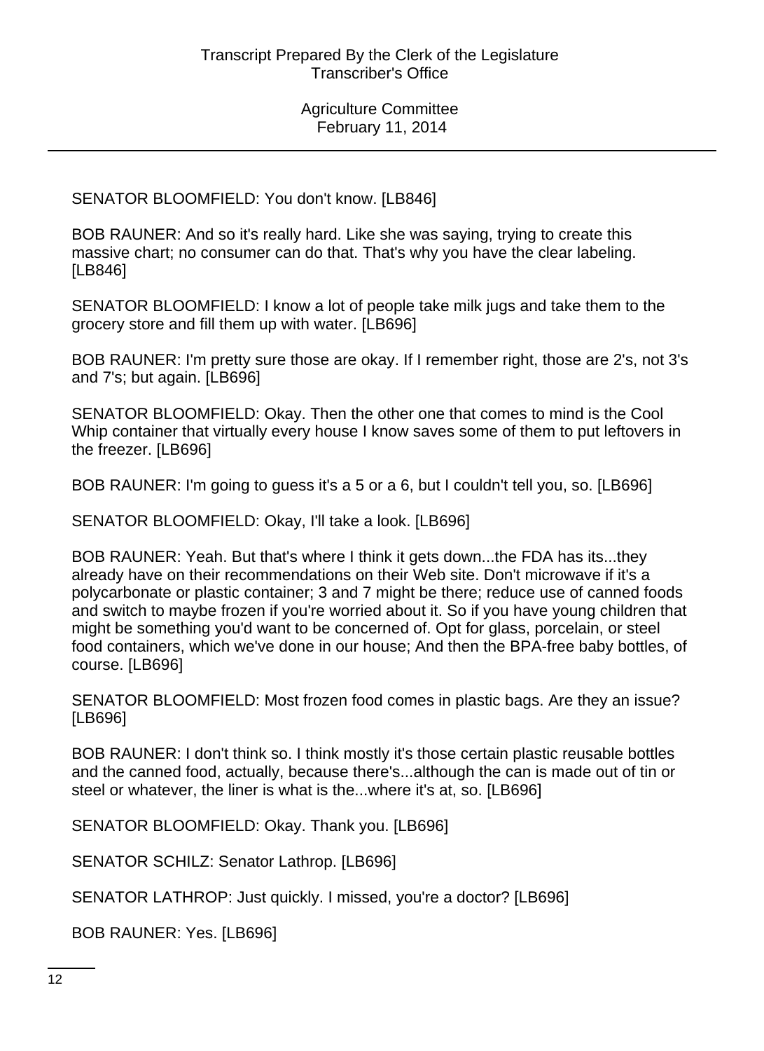SENATOR BLOOMFIELD: You don't know. [LB846]

BOB RAUNER: And so it's really hard. Like she was saying, trying to create this massive chart; no consumer can do that. That's why you have the clear labeling. [LB846]

SENATOR BLOOMFIELD: I know a lot of people take milk jugs and take them to the grocery store and fill them up with water. [LB696]

BOB RAUNER: I'm pretty sure those are okay. If I remember right, those are 2's, not 3's and 7's; but again. [LB696]

SENATOR BLOOMFIELD: Okay. Then the other one that comes to mind is the Cool Whip container that virtually every house I know saves some of them to put leftovers in the freezer. [LB696]

BOB RAUNER: I'm going to guess it's a 5 or a 6, but I couldn't tell you, so. [LB696]

SENATOR BLOOMFIELD: Okay, I'll take a look. [LB696]

BOB RAUNER: Yeah. But that's where I think it gets down...the FDA has its...they already have on their recommendations on their Web site. Don't microwave if it's a polycarbonate or plastic container; 3 and 7 might be there; reduce use of canned foods and switch to maybe frozen if you're worried about it. So if you have young children that might be something you'd want to be concerned of. Opt for glass, porcelain, or steel food containers, which we've done in our house; And then the BPA-free baby bottles, of course. [LB696]

SENATOR BLOOMFIELD: Most frozen food comes in plastic bags. Are they an issue? [LB696]

BOB RAUNER: I don't think so. I think mostly it's those certain plastic reusable bottles and the canned food, actually, because there's...although the can is made out of tin or steel or whatever, the liner is what is the...where it's at, so. [LB696]

SENATOR BLOOMFIELD: Okay. Thank you. [LB696]

SENATOR SCHILZ: Senator Lathrop. [LB696]

SENATOR LATHROP: Just quickly. I missed, you're a doctor? [LB696]

BOB RAUNER: Yes. [LB696]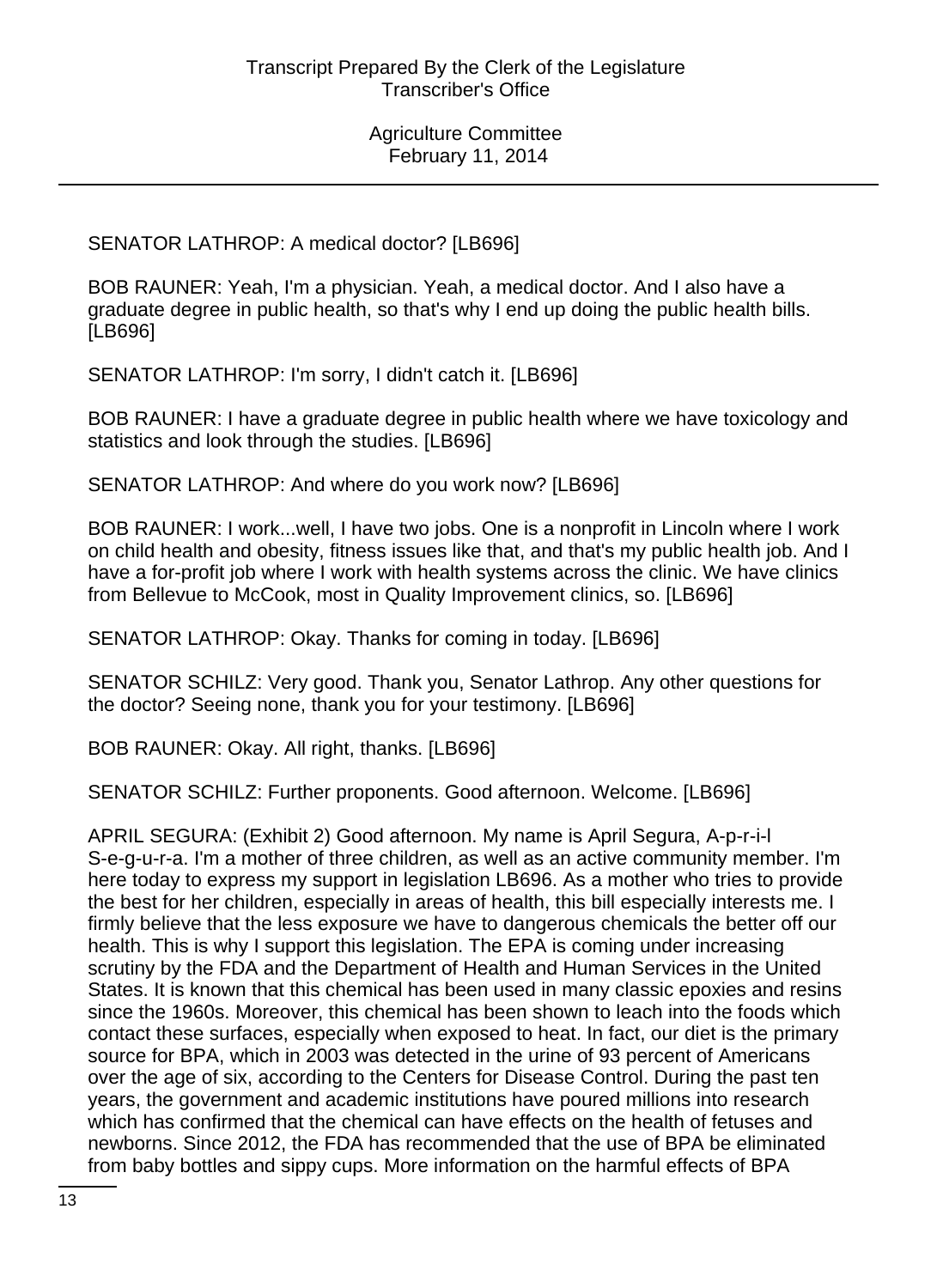SENATOR LATHROP: A medical doctor? [LB696]

BOB RAUNER: Yeah, I'm a physician. Yeah, a medical doctor. And I also have a graduate degree in public health, so that's why I end up doing the public health bills. [LB696]

SENATOR LATHROP: I'm sorry, I didn't catch it. [LB696]

BOB RAUNER: I have a graduate degree in public health where we have toxicology and statistics and look through the studies. [LB696]

SENATOR LATHROP: And where do you work now? [LB696]

BOB RAUNER: I work...well, I have two jobs. One is a nonprofit in Lincoln where I work on child health and obesity, fitness issues like that, and that's my public health job. And I have a for-profit job where I work with health systems across the clinic. We have clinics from Bellevue to McCook, most in Quality Improvement clinics, so. [LB696]

SENATOR LATHROP: Okay. Thanks for coming in today. [LB696]

SENATOR SCHILZ: Very good. Thank you, Senator Lathrop. Any other questions for the doctor? Seeing none, thank you for your testimony. [LB696]

BOB RAUNER: Okay. All right, thanks. [LB696]

SENATOR SCHILZ: Further proponents. Good afternoon. Welcome. [LB696]

APRIL SEGURA: (Exhibit 2) Good afternoon. My name is April Segura, A-p-r-i-l S-e-g-u-r-a. I'm a mother of three children, as well as an active community member. I'm here today to express my support in legislation LB696. As a mother who tries to provide the best for her children, especially in areas of health, this bill especially interests me. I firmly believe that the less exposure we have to dangerous chemicals the better off our health. This is why I support this legislation. The EPA is coming under increasing scrutiny by the FDA and the Department of Health and Human Services in the United States. It is known that this chemical has been used in many classic epoxies and resins since the 1960s. Moreover, this chemical has been shown to leach into the foods which contact these surfaces, especially when exposed to heat. In fact, our diet is the primary source for BPA, which in 2003 was detected in the urine of 93 percent of Americans over the age of six, according to the Centers for Disease Control. During the past ten years, the government and academic institutions have poured millions into research which has confirmed that the chemical can have effects on the health of fetuses and newborns. Since 2012, the FDA has recommended that the use of BPA be eliminated from baby bottles and sippy cups. More information on the harmful effects of BPA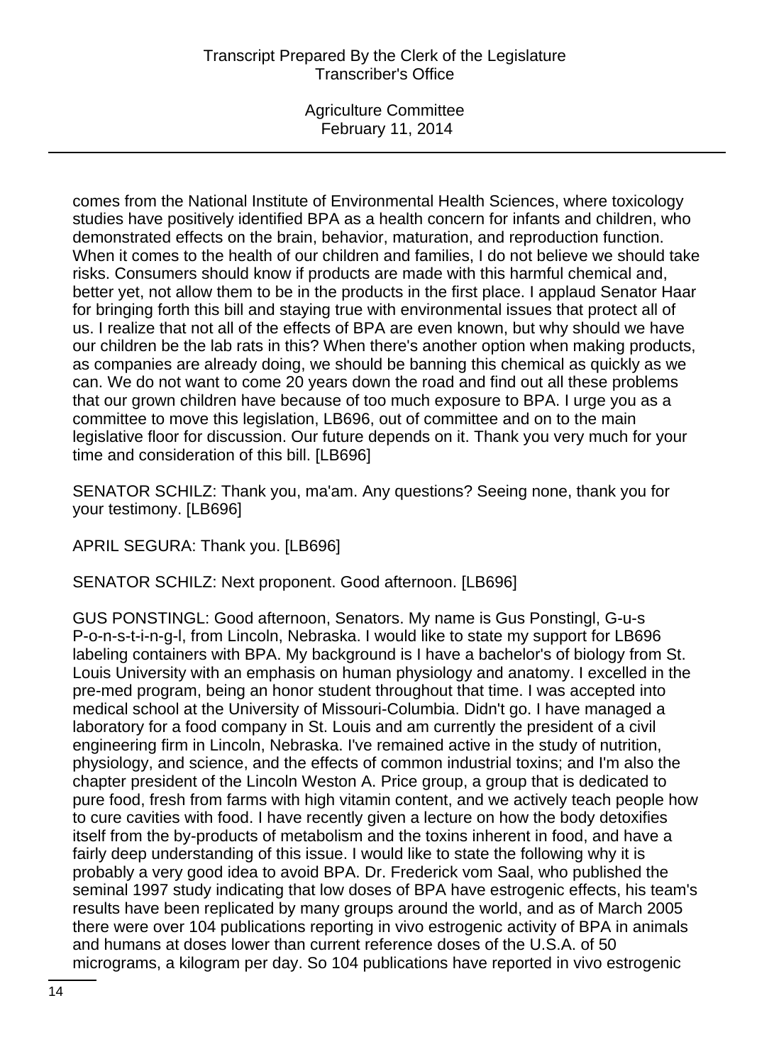comes from the National Institute of Environmental Health Sciences, where toxicology studies have positively identified BPA as a health concern for infants and children, who demonstrated effects on the brain, behavior, maturation, and reproduction function. When it comes to the health of our children and families, I do not believe we should take risks. Consumers should know if products are made with this harmful chemical and, better yet, not allow them to be in the products in the first place. I applaud Senator Haar for bringing forth this bill and staying true with environmental issues that protect all of us. I realize that not all of the effects of BPA are even known, but why should we have our children be the lab rats in this? When there's another option when making products, as companies are already doing, we should be banning this chemical as quickly as we can. We do not want to come 20 years down the road and find out all these problems that our grown children have because of too much exposure to BPA. I urge you as a committee to move this legislation, LB696, out of committee and on to the main legislative floor for discussion. Our future depends on it. Thank you very much for your time and consideration of this bill. [LB696]

SENATOR SCHILZ: Thank you, ma'am. Any questions? Seeing none, thank you for your testimony. [LB696]

APRIL SEGURA: Thank you. [LB696]

SENATOR SCHILZ: Next proponent. Good afternoon. [LB696]

GUS PONSTINGL: Good afternoon, Senators. My name is Gus Ponstingl, G-u-s P-o-n-s-t-i-n-g-l, from Lincoln, Nebraska. I would like to state my support for LB696 labeling containers with BPA. My background is I have a bachelor's of biology from St. Louis University with an emphasis on human physiology and anatomy. I excelled in the pre-med program, being an honor student throughout that time. I was accepted into medical school at the University of Missouri-Columbia. Didn't go. I have managed a laboratory for a food company in St. Louis and am currently the president of a civil engineering firm in Lincoln, Nebraska. I've remained active in the study of nutrition, physiology, and science, and the effects of common industrial toxins; and I'm also the chapter president of the Lincoln Weston A. Price group, a group that is dedicated to pure food, fresh from farms with high vitamin content, and we actively teach people how to cure cavities with food. I have recently given a lecture on how the body detoxifies itself from the by-products of metabolism and the toxins inherent in food, and have a fairly deep understanding of this issue. I would like to state the following why it is probably a very good idea to avoid BPA. Dr. Frederick vom Saal, who published the seminal 1997 study indicating that low doses of BPA have estrogenic effects, his team's results have been replicated by many groups around the world, and as of March 2005 there were over 104 publications reporting in vivo estrogenic activity of BPA in animals and humans at doses lower than current reference doses of the U.S.A. of 50 micrograms, a kilogram per day. So 104 publications have reported in vivo estrogenic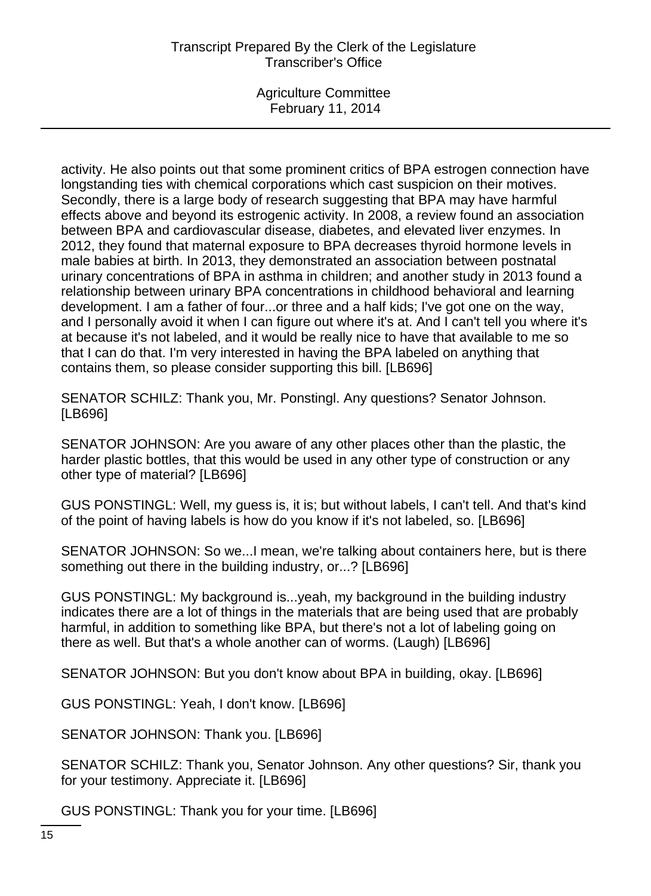activity. He also points out that some prominent critics of BPA estrogen connection have longstanding ties with chemical corporations which cast suspicion on their motives. Secondly, there is a large body of research suggesting that BPA may have harmful effects above and beyond its estrogenic activity. In 2008, a review found an association between BPA and cardiovascular disease, diabetes, and elevated liver enzymes. In 2012, they found that maternal exposure to BPA decreases thyroid hormone levels in male babies at birth. In 2013, they demonstrated an association between postnatal urinary concentrations of BPA in asthma in children; and another study in 2013 found a relationship between urinary BPA concentrations in childhood behavioral and learning development. I am a father of four...or three and a half kids; I've got one on the way, and I personally avoid it when I can figure out where it's at. And I can't tell you where it's at because it's not labeled, and it would be really nice to have that available to me so that I can do that. I'm very interested in having the BPA labeled on anything that contains them, so please consider supporting this bill. [LB696]

SENATOR SCHILZ: Thank you, Mr. Ponstingl. Any questions? Senator Johnson. [LB696]

SENATOR JOHNSON: Are you aware of any other places other than the plastic, the harder plastic bottles, that this would be used in any other type of construction or any other type of material? [LB696]

GUS PONSTINGL: Well, my guess is, it is; but without labels, I can't tell. And that's kind of the point of having labels is how do you know if it's not labeled, so. [LB696]

SENATOR JOHNSON: So we...I mean, we're talking about containers here, but is there something out there in the building industry, or...? [LB696]

GUS PONSTINGL: My background is...yeah, my background in the building industry indicates there are a lot of things in the materials that are being used that are probably harmful, in addition to something like BPA, but there's not a lot of labeling going on there as well. But that's a whole another can of worms. (Laugh) [LB696]

SENATOR JOHNSON: But you don't know about BPA in building, okay. [LB696]

GUS PONSTINGL: Yeah, I don't know. [LB696]

SENATOR JOHNSON: Thank you. [LB696]

SENATOR SCHILZ: Thank you, Senator Johnson. Any other questions? Sir, thank you for your testimony. Appreciate it. [LB696]

GUS PONSTINGL: Thank you for your time. [LB696]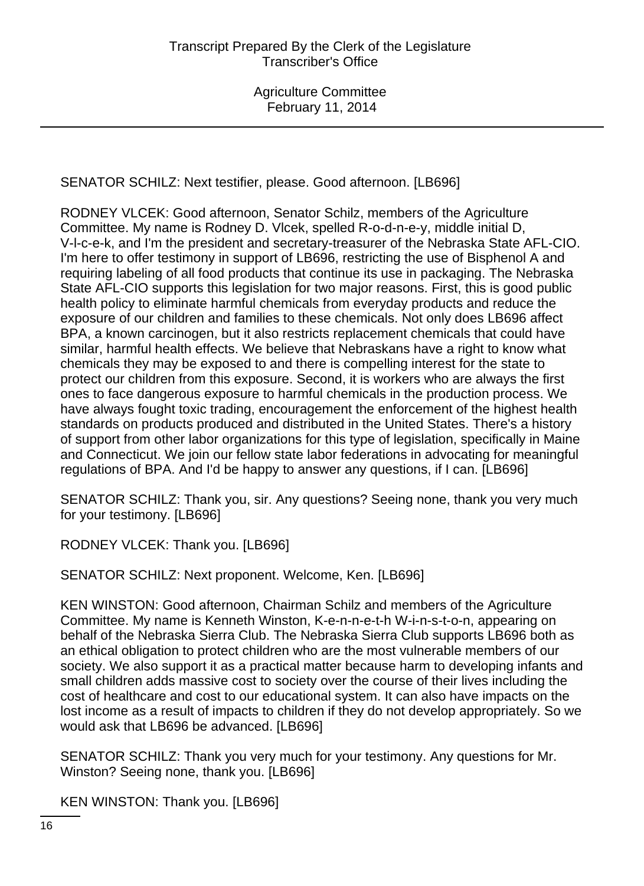SENATOR SCHILZ: Next testifier, please. Good afternoon. [LB696]

RODNEY VLCEK: Good afternoon, Senator Schilz, members of the Agriculture Committee. My name is Rodney D. Vlcek, spelled R-o-d-n-e-y, middle initial D, V-l-c-e-k, and I'm the president and secretary-treasurer of the Nebraska State AFL-CIO. I'm here to offer testimony in support of LB696, restricting the use of Bisphenol A and requiring labeling of all food products that continue its use in packaging. The Nebraska State AFL-CIO supports this legislation for two major reasons. First, this is good public health policy to eliminate harmful chemicals from everyday products and reduce the exposure of our children and families to these chemicals. Not only does LB696 affect BPA, a known carcinogen, but it also restricts replacement chemicals that could have similar, harmful health effects. We believe that Nebraskans have a right to know what chemicals they may be exposed to and there is compelling interest for the state to protect our children from this exposure. Second, it is workers who are always the first ones to face dangerous exposure to harmful chemicals in the production process. We have always fought toxic trading, encouragement the enforcement of the highest health standards on products produced and distributed in the United States. There's a history of support from other labor organizations for this type of legislation, specifically in Maine and Connecticut. We join our fellow state labor federations in advocating for meaningful regulations of BPA. And I'd be happy to answer any questions, if I can. [LB696]

SENATOR SCHILZ: Thank you, sir. Any questions? Seeing none, thank you very much for your testimony. [LB696]

RODNEY VLCEK: Thank you. [LB696]

SENATOR SCHILZ: Next proponent. Welcome, Ken. [LB696]

KEN WINSTON: Good afternoon, Chairman Schilz and members of the Agriculture Committee. My name is Kenneth Winston, K-e-n-n-e-t-h W-i-n-s-t-o-n, appearing on behalf of the Nebraska Sierra Club. The Nebraska Sierra Club supports LB696 both as an ethical obligation to protect children who are the most vulnerable members of our society. We also support it as a practical matter because harm to developing infants and small children adds massive cost to society over the course of their lives including the cost of healthcare and cost to our educational system. It can also have impacts on the lost income as a result of impacts to children if they do not develop appropriately. So we would ask that LB696 be advanced. [LB696]

SENATOR SCHILZ: Thank you very much for your testimony. Any questions for Mr. Winston? Seeing none, thank you. [LB696]

KEN WINSTON: Thank you. [LB696]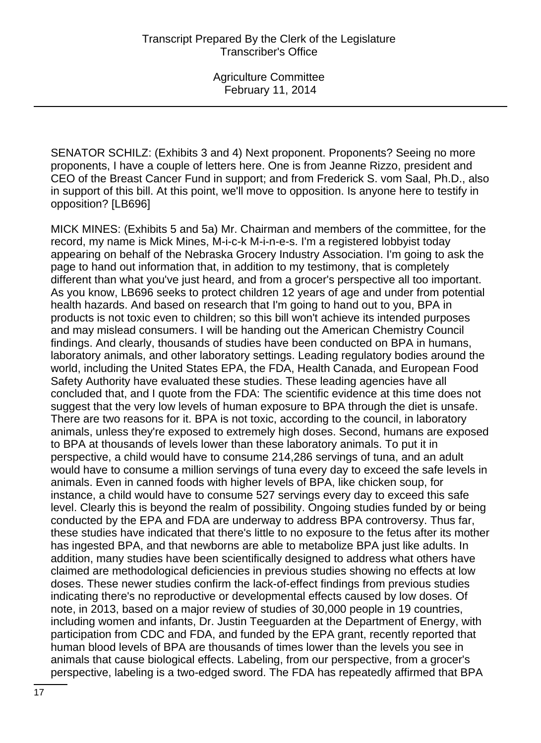SENATOR SCHILZ: (Exhibits 3 and 4) Next proponent. Proponents? Seeing no more proponents, I have a couple of letters here. One is from Jeanne Rizzo, president and CEO of the Breast Cancer Fund in support; and from Frederick S. vom Saal, Ph.D., also in support of this bill. At this point, we'll move to opposition. Is anyone here to testify in opposition? [LB696]

MICK MINES: (Exhibits 5 and 5a) Mr. Chairman and members of the committee, for the record, my name is Mick Mines, M-i-c-k M-i-n-e-s. I'm a registered lobbyist today appearing on behalf of the Nebraska Grocery Industry Association. I'm going to ask the page to hand out information that, in addition to my testimony, that is completely different than what you've just heard, and from a grocer's perspective all too important. As you know, LB696 seeks to protect children 12 years of age and under from potential health hazards. And based on research that I'm going to hand out to you, BPA in products is not toxic even to children; so this bill won't achieve its intended purposes and may mislead consumers. I will be handing out the American Chemistry Council findings. And clearly, thousands of studies have been conducted on BPA in humans, laboratory animals, and other laboratory settings. Leading regulatory bodies around the world, including the United States EPA, the FDA, Health Canada, and European Food Safety Authority have evaluated these studies. These leading agencies have all concluded that, and I quote from the FDA: The scientific evidence at this time does not suggest that the very low levels of human exposure to BPA through the diet is unsafe. There are two reasons for it. BPA is not toxic, according to the council, in laboratory animals, unless they're exposed to extremely high doses. Second, humans are exposed to BPA at thousands of levels lower than these laboratory animals. To put it in perspective, a child would have to consume 214,286 servings of tuna, and an adult would have to consume a million servings of tuna every day to exceed the safe levels in animals. Even in canned foods with higher levels of BPA, like chicken soup, for instance, a child would have to consume 527 servings every day to exceed this safe level. Clearly this is beyond the realm of possibility. Ongoing studies funded by or being conducted by the EPA and FDA are underway to address BPA controversy. Thus far, these studies have indicated that there's little to no exposure to the fetus after its mother has ingested BPA, and that newborns are able to metabolize BPA just like adults. In addition, many studies have been scientifically designed to address what others have claimed are methodological deficiencies in previous studies showing no effects at low doses. These newer studies confirm the lack-of-effect findings from previous studies indicating there's no reproductive or developmental effects caused by low doses. Of note, in 2013, based on a major review of studies of 30,000 people in 19 countries, including women and infants, Dr. Justin Teeguarden at the Department of Energy, with participation from CDC and FDA, and funded by the EPA grant, recently reported that human blood levels of BPA are thousands of times lower than the levels you see in animals that cause biological effects. Labeling, from our perspective, from a grocer's perspective, labeling is a two-edged sword. The FDA has repeatedly affirmed that BPA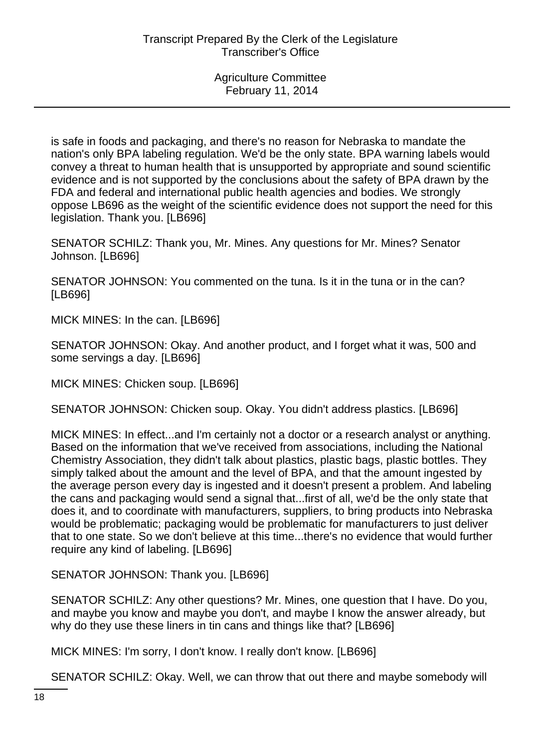is safe in foods and packaging, and there's no reason for Nebraska to mandate the nation's only BPA labeling regulation. We'd be the only state. BPA warning labels would convey a threat to human health that is unsupported by appropriate and sound scientific evidence and is not supported by the conclusions about the safety of BPA drawn by the FDA and federal and international public health agencies and bodies. We strongly oppose LB696 as the weight of the scientific evidence does not support the need for this legislation. Thank you. [LB696]

SENATOR SCHILZ: Thank you, Mr. Mines. Any questions for Mr. Mines? Senator Johnson. [LB696]

SENATOR JOHNSON: You commented on the tuna. Is it in the tuna or in the can? [LB696]

MICK MINES: In the can. [LB696]

SENATOR JOHNSON: Okay. And another product, and I forget what it was, 500 and some servings a day. [LB696]

MICK MINES: Chicken soup. [LB696]

SENATOR JOHNSON: Chicken soup. Okay. You didn't address plastics. [LB696]

MICK MINES: In effect...and I'm certainly not a doctor or a research analyst or anything. Based on the information that we've received from associations, including the National Chemistry Association, they didn't talk about plastics, plastic bags, plastic bottles. They simply talked about the amount and the level of BPA, and that the amount ingested by the average person every day is ingested and it doesn't present a problem. And labeling the cans and packaging would send a signal that...first of all, we'd be the only state that does it, and to coordinate with manufacturers, suppliers, to bring products into Nebraska would be problematic; packaging would be problematic for manufacturers to just deliver that to one state. So we don't believe at this time...there's no evidence that would further require any kind of labeling. [LB696]

SENATOR JOHNSON: Thank you. [LB696]

SENATOR SCHILZ: Any other questions? Mr. Mines, one question that I have. Do you, and maybe you know and maybe you don't, and maybe I know the answer already, but why do they use these liners in tin cans and things like that? [LB696]

MICK MINES: I'm sorry, I don't know. I really don't know. [LB696]

SENATOR SCHILZ: Okay. Well, we can throw that out there and maybe somebody will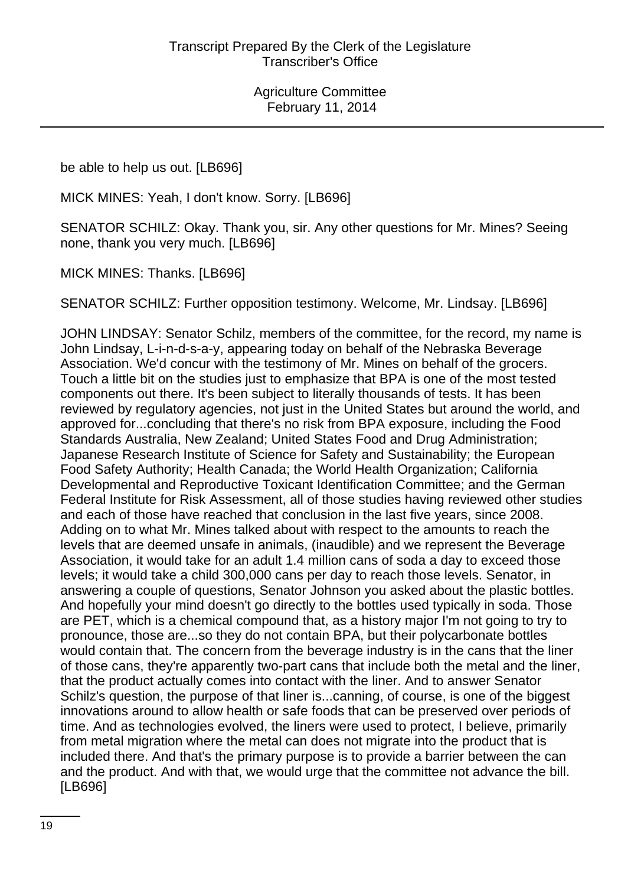be able to help us out. [LB696]

MICK MINES: Yeah, I don't know. Sorry. [LB696]

SENATOR SCHILZ: Okay. Thank you, sir. Any other questions for Mr. Mines? Seeing none, thank you very much. [LB696]

MICK MINES: Thanks. [LB696]

SENATOR SCHILZ: Further opposition testimony. Welcome, Mr. Lindsay. [LB696]

JOHN LINDSAY: Senator Schilz, members of the committee, for the record, my name is John Lindsay, L-i-n-d-s-a-y, appearing today on behalf of the Nebraska Beverage Association. We'd concur with the testimony of Mr. Mines on behalf of the grocers. Touch a little bit on the studies just to emphasize that BPA is one of the most tested components out there. It's been subject to literally thousands of tests. It has been reviewed by regulatory agencies, not just in the United States but around the world, and approved for...concluding that there's no risk from BPA exposure, including the Food Standards Australia, New Zealand; United States Food and Drug Administration; Japanese Research Institute of Science for Safety and Sustainability; the European Food Safety Authority; Health Canada; the World Health Organization; California Developmental and Reproductive Toxicant Identification Committee; and the German Federal Institute for Risk Assessment, all of those studies having reviewed other studies and each of those have reached that conclusion in the last five years, since 2008. Adding on to what Mr. Mines talked about with respect to the amounts to reach the levels that are deemed unsafe in animals, (inaudible) and we represent the Beverage Association, it would take for an adult 1.4 million cans of soda a day to exceed those levels; it would take a child 300,000 cans per day to reach those levels. Senator, in answering a couple of questions, Senator Johnson you asked about the plastic bottles. And hopefully your mind doesn't go directly to the bottles used typically in soda. Those are PET, which is a chemical compound that, as a history major I'm not going to try to pronounce, those are...so they do not contain BPA, but their polycarbonate bottles would contain that. The concern from the beverage industry is in the cans that the liner of those cans, they're apparently two-part cans that include both the metal and the liner, that the product actually comes into contact with the liner. And to answer Senator Schilz's question, the purpose of that liner is...canning, of course, is one of the biggest innovations around to allow health or safe foods that can be preserved over periods of time. And as technologies evolved, the liners were used to protect, I believe, primarily from metal migration where the metal can does not migrate into the product that is included there. And that's the primary purpose is to provide a barrier between the can and the product. And with that, we would urge that the committee not advance the bill. [LB696]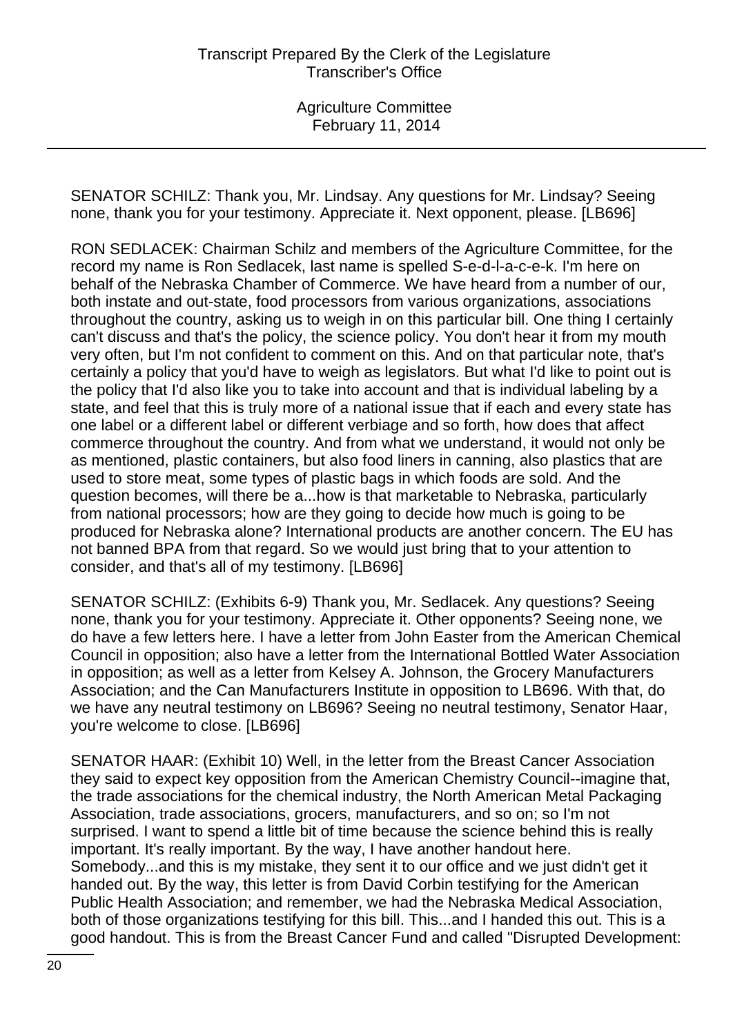SENATOR SCHILZ: Thank you, Mr. Lindsay. Any questions for Mr. Lindsay? Seeing none, thank you for your testimony. Appreciate it. Next opponent, please. [LB696]

RON SEDLACEK: Chairman Schilz and members of the Agriculture Committee, for the record my name is Ron Sedlacek, last name is spelled S-e-d-l-a-c-e-k. I'm here on behalf of the Nebraska Chamber of Commerce. We have heard from a number of our, both instate and out-state, food processors from various organizations, associations throughout the country, asking us to weigh in on this particular bill. One thing I certainly can't discuss and that's the policy, the science policy. You don't hear it from my mouth very often, but I'm not confident to comment on this. And on that particular note, that's certainly a policy that you'd have to weigh as legislators. But what I'd like to point out is the policy that I'd also like you to take into account and that is individual labeling by a state, and feel that this is truly more of a national issue that if each and every state has one label or a different label or different verbiage and so forth, how does that affect commerce throughout the country. And from what we understand, it would not only be as mentioned, plastic containers, but also food liners in canning, also plastics that are used to store meat, some types of plastic bags in which foods are sold. And the question becomes, will there be a...how is that marketable to Nebraska, particularly from national processors; how are they going to decide how much is going to be produced for Nebraska alone? International products are another concern. The EU has not banned BPA from that regard. So we would just bring that to your attention to consider, and that's all of my testimony. [LB696]

SENATOR SCHILZ: (Exhibits 6-9) Thank you, Mr. Sedlacek. Any questions? Seeing none, thank you for your testimony. Appreciate it. Other opponents? Seeing none, we do have a few letters here. I have a letter from John Easter from the American Chemical Council in opposition; also have a letter from the International Bottled Water Association in opposition; as well as a letter from Kelsey A. Johnson, the Grocery Manufacturers Association; and the Can Manufacturers Institute in opposition to LB696. With that, do we have any neutral testimony on LB696? Seeing no neutral testimony, Senator Haar, you're welcome to close. [LB696]

SENATOR HAAR: (Exhibit 10) Well, in the letter from the Breast Cancer Association they said to expect key opposition from the American Chemistry Council--imagine that, the trade associations for the chemical industry, the North American Metal Packaging Association, trade associations, grocers, manufacturers, and so on; so I'm not surprised. I want to spend a little bit of time because the science behind this is really important. It's really important. By the way, I have another handout here. Somebody...and this is my mistake, they sent it to our office and we just didn't get it handed out. By the way, this letter is from David Corbin testifying for the American Public Health Association; and remember, we had the Nebraska Medical Association, both of those organizations testifying for this bill. This...and I handed this out. This is a good handout. This is from the Breast Cancer Fund and called "Disrupted Development: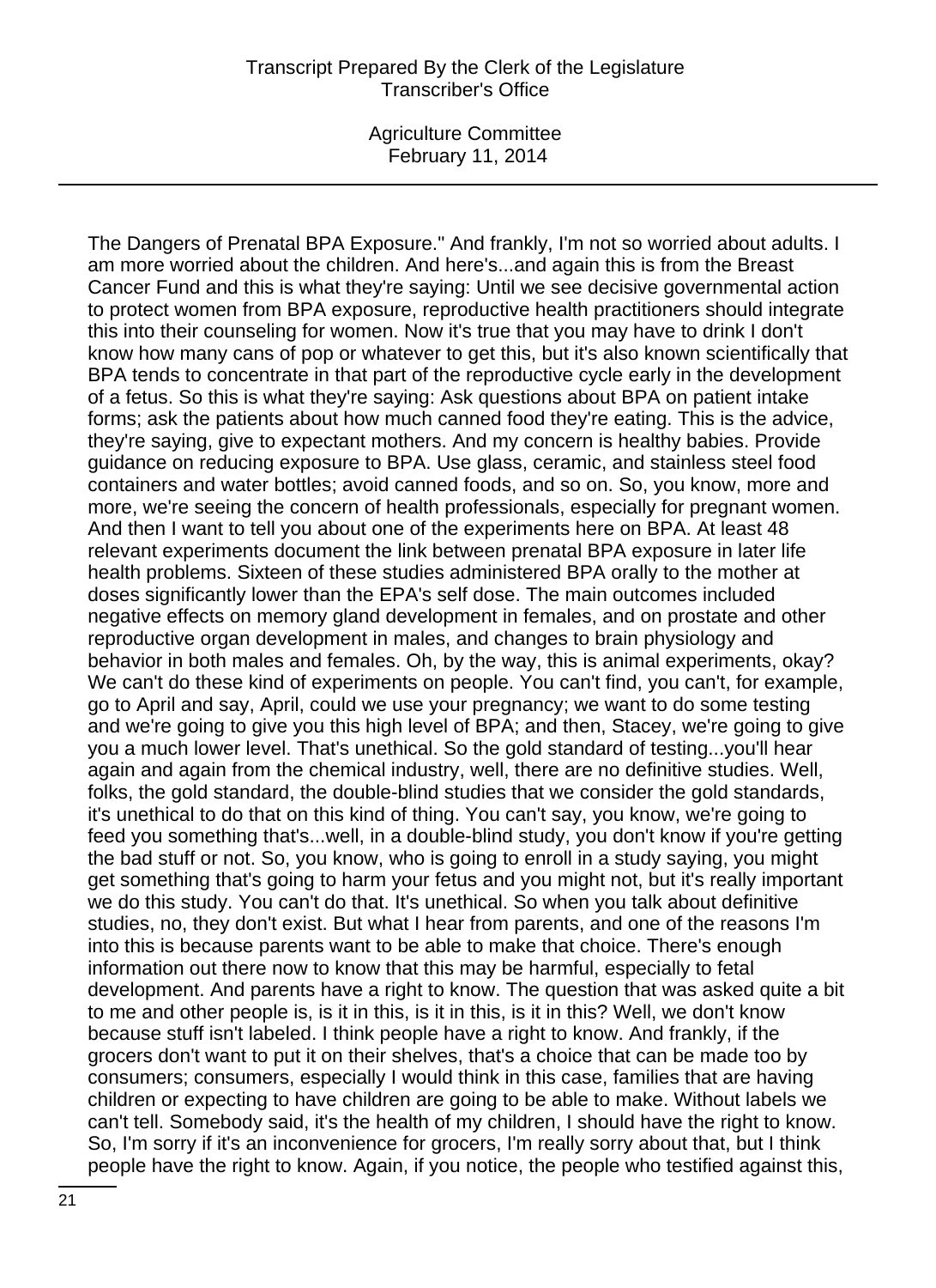The Dangers of Prenatal BPA Exposure." And frankly, I'm not so worried about adults. I am more worried about the children. And here's...and again this is from the Breast Cancer Fund and this is what they're saying: Until we see decisive governmental action to protect women from BPA exposure, reproductive health practitioners should integrate this into their counseling for women. Now it's true that you may have to drink I don't know how many cans of pop or whatever to get this, but it's also known scientifically that BPA tends to concentrate in that part of the reproductive cycle early in the development of a fetus. So this is what they're saying: Ask questions about BPA on patient intake forms; ask the patients about how much canned food they're eating. This is the advice, they're saying, give to expectant mothers. And my concern is healthy babies. Provide guidance on reducing exposure to BPA. Use glass, ceramic, and stainless steel food containers and water bottles; avoid canned foods, and so on. So, you know, more and more, we're seeing the concern of health professionals, especially for pregnant women. And then I want to tell you about one of the experiments here on BPA. At least 48 relevant experiments document the link between prenatal BPA exposure in later life health problems. Sixteen of these studies administered BPA orally to the mother at doses significantly lower than the EPA's self dose. The main outcomes included negative effects on memory gland development in females, and on prostate and other reproductive organ development in males, and changes to brain physiology and behavior in both males and females. Oh, by the way, this is animal experiments, okay? We can't do these kind of experiments on people. You can't find, you can't, for example, go to April and say, April, could we use your pregnancy; we want to do some testing and we're going to give you this high level of BPA; and then, Stacey, we're going to give you a much lower level. That's unethical. So the gold standard of testing...you'll hear again and again from the chemical industry, well, there are no definitive studies. Well, folks, the gold standard, the double-blind studies that we consider the gold standards, it's unethical to do that on this kind of thing. You can't say, you know, we're going to feed you something that's...well, in a double-blind study, you don't know if you're getting the bad stuff or not. So, you know, who is going to enroll in a study saying, you might get something that's going to harm your fetus and you might not, but it's really important we do this study. You can't do that. It's unethical. So when you talk about definitive studies, no, they don't exist. But what I hear from parents, and one of the reasons I'm into this is because parents want to be able to make harmful choice. There's enough information out there now to know that this may be harmful, especially to fetal development. And parents have a right to know. The question that was asked quite a bit to me and other people is, is it in this, is it in this, is it in this? Well, we don't know because stuff isn't labeled. I think people have a right to know. And frankly, if the grocers don't want to put it on their shelves, that's a choice that can be made too by consumers; consumers, especially I would think in this case, families that are having children or expecting to have children are going to be able to make. Without labels we can't tell. Somebody said, it's the health of my children, I should have the right to know. So, I'm sorry if it's an inconvenience for grocers, I'm really sorry about that, but I think people have the right to know. Again, if you notice, the people who testified against this,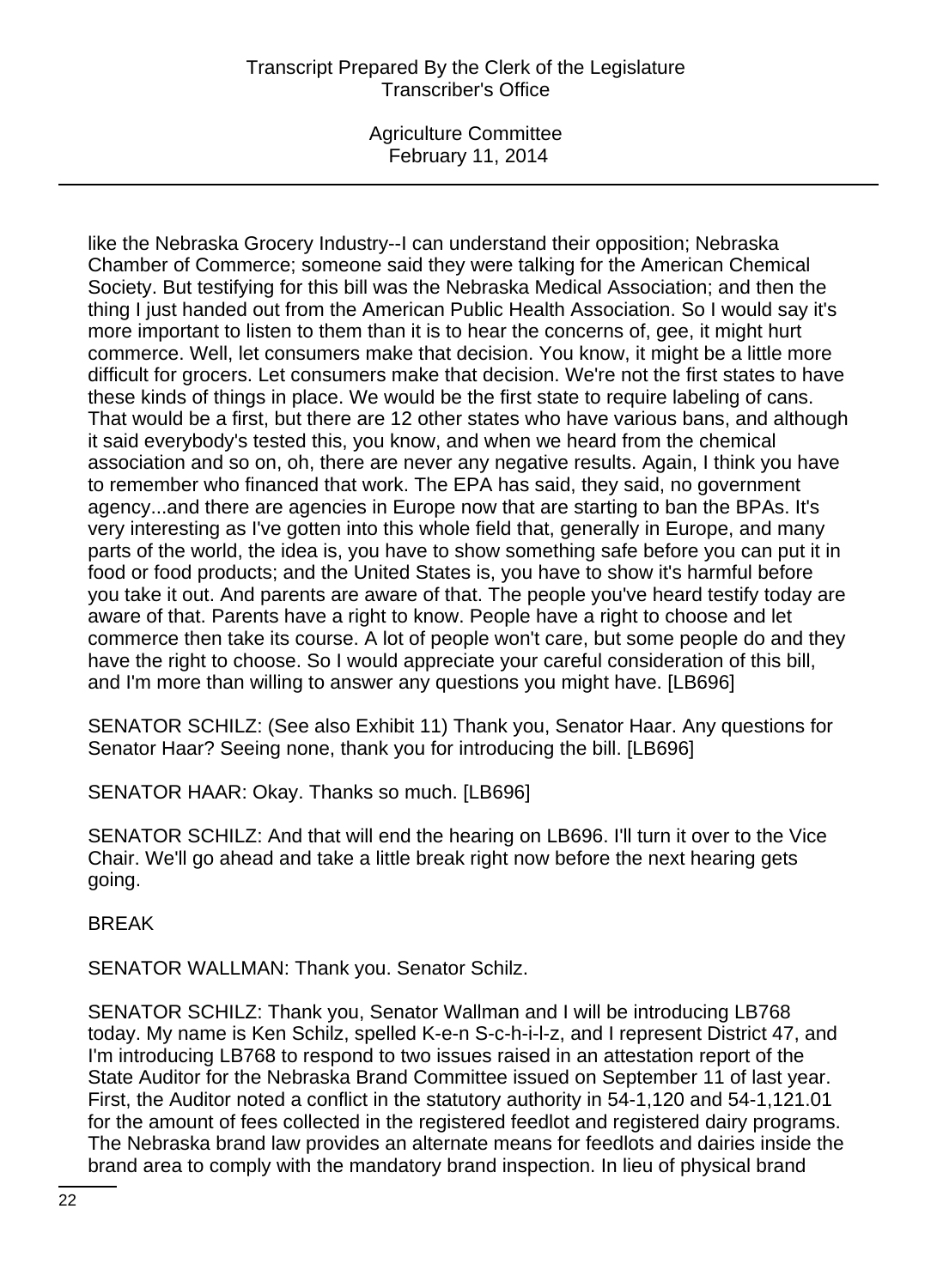like the Nebraska Grocery Industry--I can understand their opposition; Nebraska Chamber of Commerce; someone said they were talking for the American Chemical Society. But testifying for this bill was the Nebraska Medical Association; and then the thing I just handed out from the American Public Health Association. So I would say it's more important to listen to them than it is to hear the concerns of, gee, it might hurt commerce. Well, let consumers make that decision. You know, it might be a little more difficult for grocers. Let consumers make that decision. We're not the first states to have these kinds of things in place. We would be the first state to require labeling of cans. That would be a first, but there are 12 other states who have various bans, and although it said everybody's tested this, you know, and when we heard from the chemical association and so on, oh, there are never any negative results. Again, I think you have to remember who financed that work. The EPA has said, they said, no government agency...and there are agencies in Europe now that are starting to ban the BPAs. It's very interesting as I've gotten into this whole field that, generally in Europe, and many parts of the world, the idea is, you have to show something safe before you can put it in food or food products; and the United States is, you have to show it's harmful before you take it out. And parents are aware of that. The people you've heard testify today are aware of that. Parents have a right to know. People have a right to choose and let commerce then take its course. A lot of people won't care, but some people do and they have the right to choose. So I would appreciate your careful consideration of this bill, and I'm more than willing to answer any questions you might have. [LB696]

SENATOR SCHILZ: (See also Exhibit 11) Thank you, Senator Haar. Any questions for Senator Haar? Seeing none, thank you for introducing the bill. [LB696]

SENATOR HAAR: Okay. Thanks so much. [LB696]

SENATOR SCHILZ: And that will end the hearing on LB696. I'll turn it over to the Vice Chair. We'll go ahead and take a little break right now before the next hearing gets going.

BREAK

SENATOR WALLMAN: Thank you. Senator Schilz.

SENATOR SCHILZ: Thank you, Senator Wallman and I will be introducing LB768 today. My name is Ken Schilz, spelled K-e-n S-c-h-i-l-z, and I represent District 47, and I'm introducing LB768 to respond to two issues raised in an attestation report of the State Auditor for the Nebraska Brand Committee issued on September 11 of last year. First, the Auditor noted a conflict in the statutory authority in 54-1,120 and 54-1,121.01 for the amount of fees collected in the registered feedlot and registered dairy programs. The Nebraska brand law provides an alternate means for feedlots and dairies inside the brand area to comply with the mandatory brand inspection. In lieu of physical brand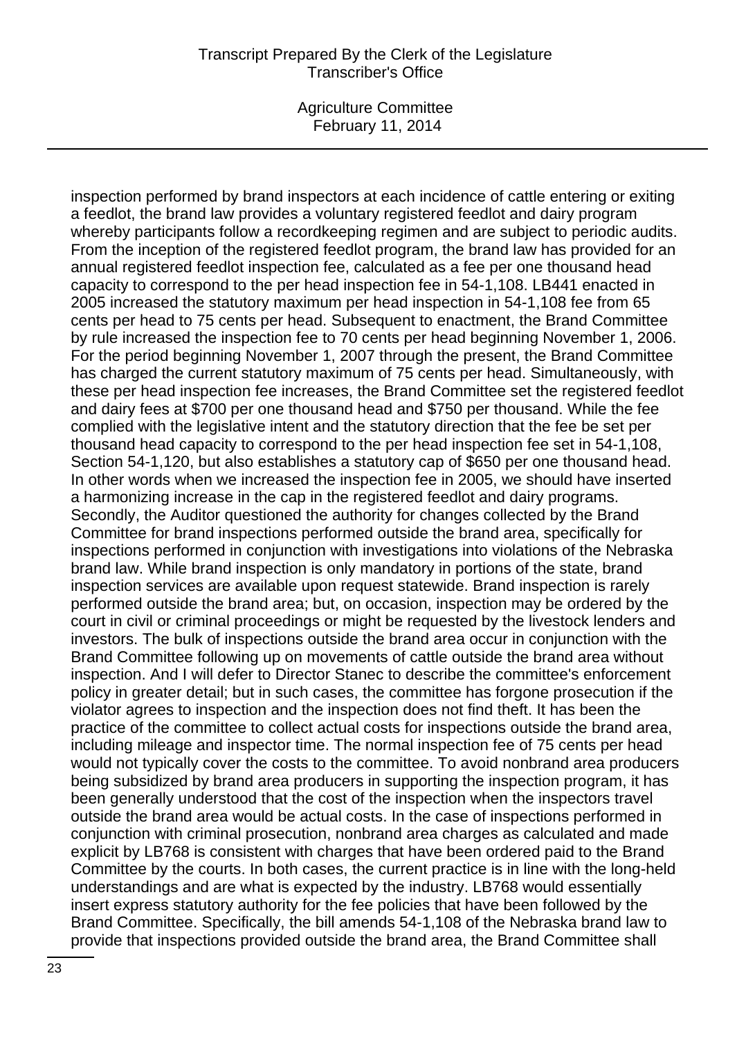inspection performed by brand inspectors at each incidence of cattle entering or exiting a feedlot, the brand law provides a voluntary registered feedlot and dairy program whereby participants follow a recordkeeping regimen and are subject to periodic audits. From the inception of the registered feedlot program, the brand law has provided for an annual registered feedlot inspection fee, calculated as a fee per one thousand head capacity to correspond to the per head inspection fee in 54-1,108. LB441 enacted in 2005 increased the statutory maximum per head inspection in 54-1,108 fee from 65 cents per head to 75 cents per head. Subsequent to enactment, the Brand Committee by rule increased the inspection fee to 70 cents per head beginning November 1, 2006. For the period beginning November 1, 2007 through the present, the Brand Committee has charged the current statutory maximum of 75 cents per head. Simultaneously, with these per head inspection fee increases, the Brand Committee set the registered feedlot and dairy fees at $700 per one thousand head and $750 per thousand. While the fee complied with the legislative intent and the statutory direction that the fee be set per thousand head capacity to correspond to the per head inspection fee set in 54-1,108, Section 54-1,120, but also establishes a statutory cap of $650 per one thousand head. In other words when we increased the inspection fee in 2005, we should have inserted a harmonizing increase in the cap in the registered feedlot and dairy programs. Secondly, the Auditor questioned the authority for changes collected by the Brand Committee for brand inspections performed outside the brand area, specifically for inspections performed in conjunction with investigations into violations of the Nebraska brand law. While brand inspection is only mandatory in portions of the state, brand inspection services are available upon request statewide. Brand inspection is rarely performed outside the brand area; but, on occasion, inspection may be ordered by the court in civil or criminal proceedings or might be requested by the livestock lenders and investors. The bulk of inspections outside the brand area occur in conjunction with the Brand Committee following up on movements of cattle outside the brand area without inspection. And I will defer to Director Stanec to describe the committee's enforcement policy in greater detail; but in such cases, the committee has forgone prosecution if the violator agrees to inspection and the inspection does not find theft. It has been the practice of the committee to collect actual costs for inspections outside the brand area, including mileage and inspector time. The normal inspection fee of 75 cents per head would not typically cover the costs to the committee. To avoid nonbrand area producers being subsidized by brand area producers in supporting the inspection program, it has been generally understood that the cost of the inspection when the inspectors travel outside the brand area would be actual costs. In the case of inspections performed in conjunction with criminal prosecution, nonbrand area charges as calculated and made explicit by LB768 is consistent with charges that have been ordered paid to the Brand Committee by the courts. In both cases, the current practice is in line with the long-held understandings and are what is expected by the industry. LB768 would essentially insert express statutory authority for the fee policies that have been followed by the Brand Committee. Specifically, the bill amends 54-1,108 of the Nebraska brand law to provide that inspections provided outside the brand area, the Brand Committee shall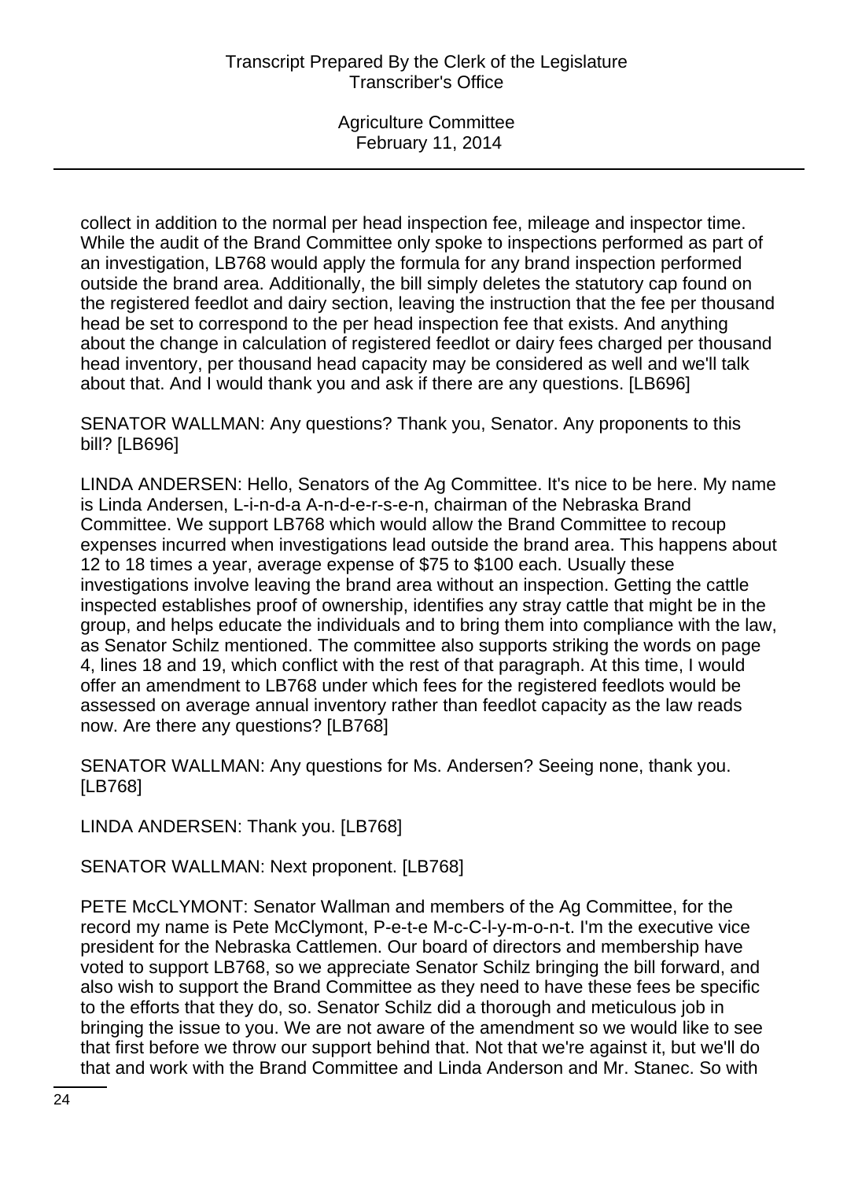collect in addition to the normal per head inspection fee, mileage and inspector time. While the audit of the Brand Committee only spoke to inspections performed as part of an investigation, LB768 would apply the formula for any brand inspection performed outside the brand area. Additionally, the bill simply deletes the statutory cap found on the registered feedlot and dairy section, leaving the instruction that the fee per thousand head be set to correspond to the per head inspection fee that exists. And anything about the change in calculation of registered feedlot or dairy fees charged per thousand head inventory, per thousand head capacity may be considered as well and we'll talk about that. And I would thank you and ask if there are any questions. [LB696]

SENATOR WALLMAN: Any questions? Thank you, Senator. Any proponents to this bill? [LB696]

LINDA ANDERSEN: Hello, Senators of the Ag Committee. It's nice to be here. My name is Linda Andersen, L-i-n-d-a A-n-d-e-r-s-e-n, chairman of the Nebraska Brand Committee. We support LB768 which would allow the Brand Committee to recoup expenses incurred when investigations lead outside the brand area. This happens about 12 to 18 times a year, average expense of $75 to $100 each. Usually these investigations involve leaving the brand area without an inspection. Getting the cattle inspected establishes proof of ownership, identifies any stray cattle that might be in the group, and helps educate the individuals and to bring them into compliance with the law, as Senator Schilz mentioned. The committee also supports striking the words on page 4, lines 18 and 19, which conflict with the rest of that paragraph. At this time, I would offer an amendment to LB768 under which fees for the registered feedlots would be assessed on average annual inventory rather than feedlot capacity as the law reads now. Are there any questions? [LB768]

SENATOR WALLMAN: Any questions for Ms. Andersen? Seeing none, thank you. [LB768]

LINDA ANDERSEN: Thank you. [LB768]

SENATOR WALLMAN: Next proponent. [LB768]

PETE McCLYMONT: Senator Wallman and members of the Ag Committee, for the record my name is Pete McClymont, P-e-t-e M-c-C-l-y-m-o-n-t. I'm the executive vice president for the Nebraska Cattlemen. Our board of directors and membership have voted to support LB768, so we appreciate Senator Schilz bringing the bill forward, and also wish to support the Brand Committee as they need to have these fees be specific to the efforts that they do, so. Senator Schilz did a thorough and meticulous job in bringing the issue to you. We are not aware of the amendment so we would like to see that first before we throw our support behind that. Not that we're against it, but we'll do that and work with the Brand Committee and Linda Anderson and Mr. Stanec. So with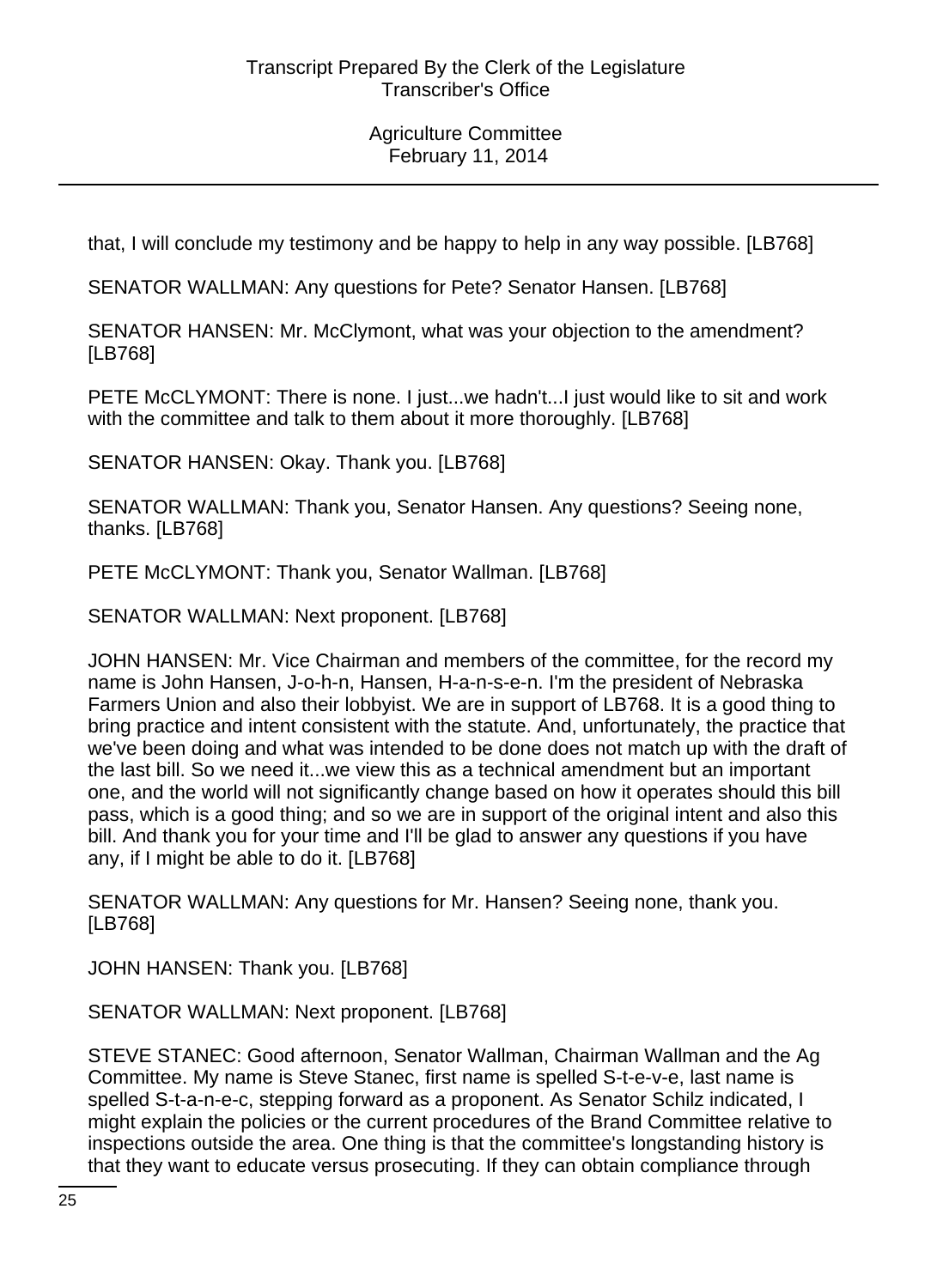that, I will conclude my testimony and be happy to help in any way possible. [LB768]

SENATOR WALLMAN: Any questions for Pete? Senator Hansen. [LB768]

SENATOR HANSEN: Mr. McClymont, what was your objection to the amendment? [LB768]

PETE McCLYMONT: There is none. I just...we hadn't...I just would like to sit and work with the committee and talk to them about it more thoroughly. [LB768]

SENATOR HANSEN: Okay. Thank you. [LB768]

SENATOR WALLMAN: Thank you, Senator Hansen. Any questions? Seeing none, thanks. [LB768]

PETE McCLYMONT: Thank you, Senator Wallman. [LB768]

SENATOR WALLMAN: Next proponent. [LB768]

JOHN HANSEN: Mr. Vice Chairman and members of the committee, for the record my name is John Hansen, J-o-h-n, Hansen, H-a-n-s-e-n. I'm the president of Nebraska Farmers Union and also their lobbyist. We are in support of LB768. It is a good thing to bring practice and intent consistent with the statute. And, unfortunately, the practice that we've been doing and what was intended to be done does not match up with the draft of the last bill. So we need it...we view this as a technical amendment but an important one, and the world will not significantly change based on how it operates should this bill pass, which is a good thing; and so we are in support of the original intent and also this bill. And thank you for your time and I'll be glad to answer any questions if you have any, if I might be able to do it. [LB768]

SENATOR WALLMAN: Any questions for Mr. Hansen? Seeing none, thank you. [LB768]

JOHN HANSEN: Thank you. [LB768]

SENATOR WALLMAN: Next proponent. [LB768]

STEVE STANEC: Good afternoon, Senator Wallman, Chairman Wallman and the Ag Committee. My name is Steve Stanec, first name is spelled S-t-e-v-e, last name is spelled S-t-a-n-e-c, stepping forward as a proponent. As Senator Schilz indicated, I might explain the policies or the current procedures of the Brand Committee relative to inspections outside the area. One thing is that the committee's longstanding history is that they want to educate versus prosecuting. If they can obtain compliance through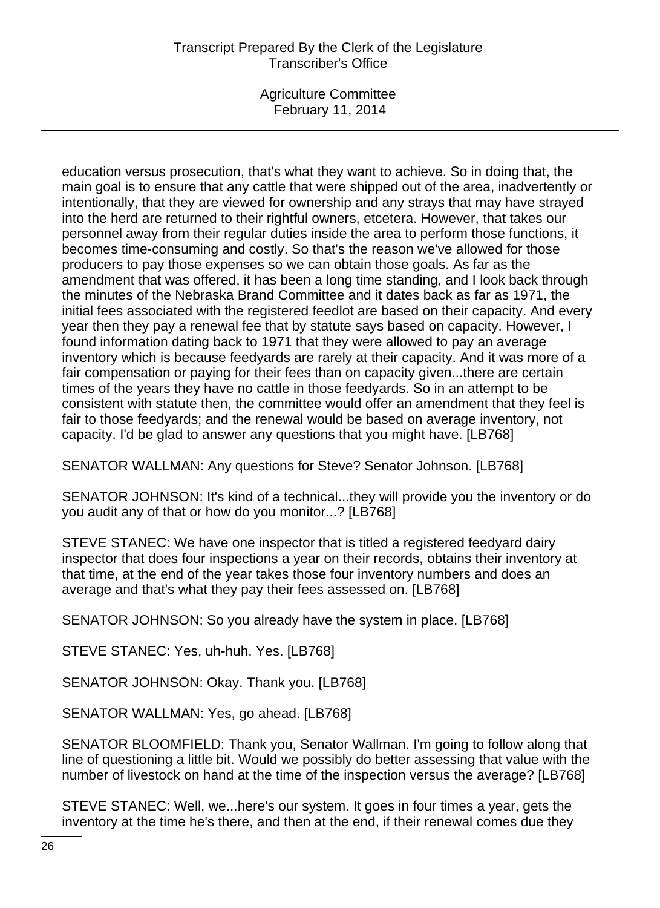education versus prosecution, that's what they want to achieve. So in doing that, the main goal is to ensure that any cattle that were shipped out of the area, inadvertently or intentionally, that they are viewed for ownership and any strays that may have strayed into the herd are returned to their rightful owners, etcetera. However, that takes our personnel away from their regular duties inside the area to perform those functions, it becomes time-consuming and costly. So that's the reason we've allowed for those producers to pay those expenses so we can obtain those goals. As far as the amendment that was offered, it has been a long time standing, and I look back through the minutes of the Nebraska Brand Committee and it dates back as far as 1971, the initial fees associated with the registered feedlot are based on their capacity. And every year then they pay a renewal fee that by statute says based on capacity. However, I found information dating back to 1971 that they were allowed to pay an average inventory which is because feedyards are rarely at their capacity. And it was more of a fair compensation or paying for their fees than on capacity given...there are certain times of the years they have no cattle in those feedyards. So in an attempt to be consistent with statute then, the committee would offer an amendment that they feel is fair to those feedyards; and the renewal would be based on average inventory, not capacity. I'd be glad to answer any questions that you might have. [LB768]

SENATOR WALLMAN: Any questions for Steve? Senator Johnson. [LB768]

SENATOR JOHNSON: It's kind of a technical...they will provide you the inventory or do you audit any of that or how do you monitor...? [LB768]

STEVE STANEC: We have one inspector that is titled a registered feedyard dairy inspector that does four inspections a year on their records, obtains their inventory at that time, at the end of the year takes those four inventory numbers and does an average and that's what they pay their fees assessed on. [LB768]

SENATOR JOHNSON: So you already have the system in place. [LB768]

STEVE STANEC: Yes, uh-huh. Yes. [LB768]

SENATOR JOHNSON: Okay. Thank you. [LB768]

SENATOR WALLMAN: Yes, go ahead. [LB768]

SENATOR BLOOMFIELD: Thank you, Senator Wallman. I'm going to follow along that line of questioning a little bit. Would we possibly do better assessing that value with the number of livestock on hand at the time of the inspection versus the average? [LB768]

STEVE STANEC: Well, we...here's our system. It goes in four times a year, gets the inventory at the time he's there, and then at the end, if their renewal comes due they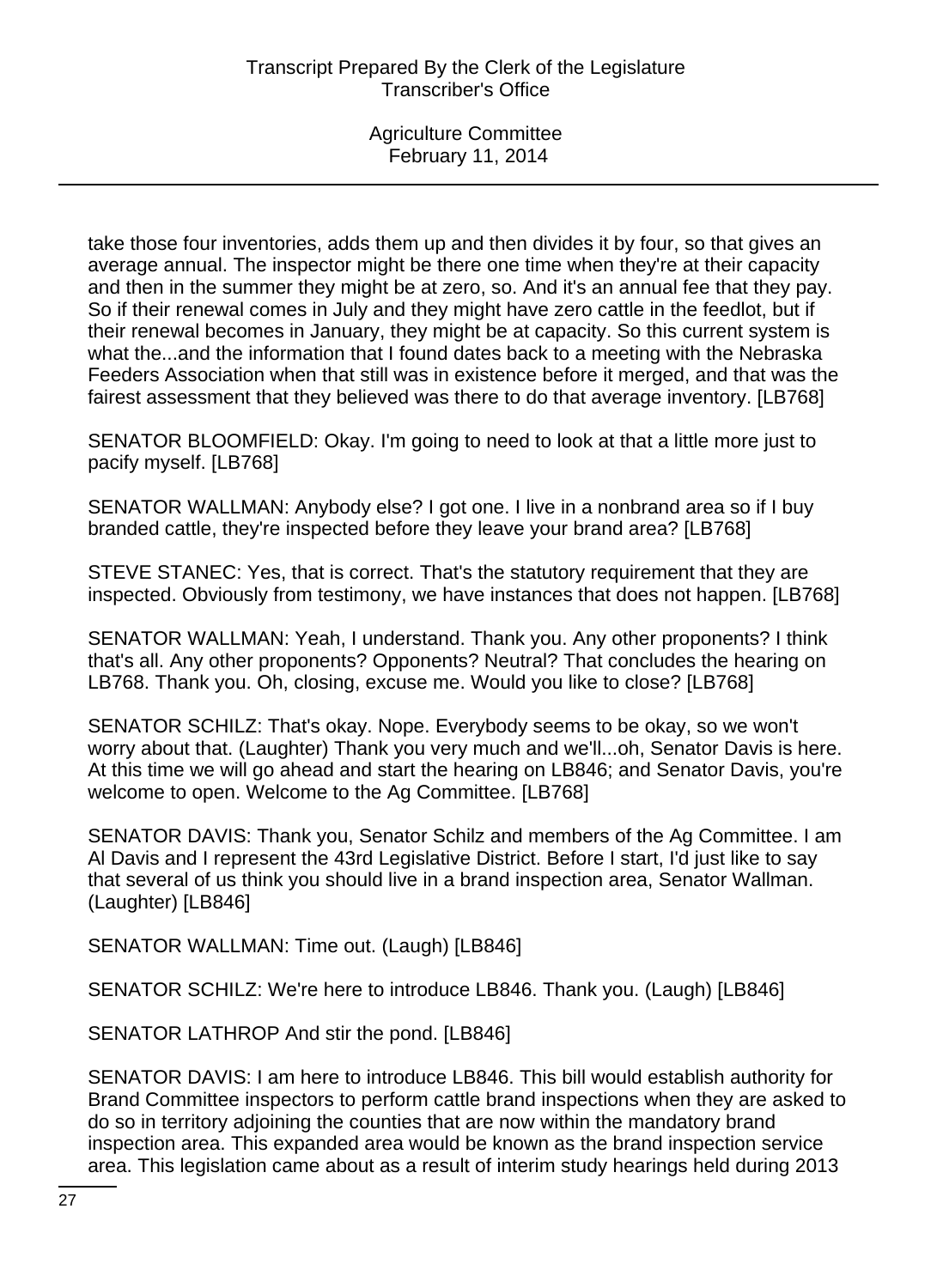take those four inventories, adds them up and then divides it by four, so that gives an average annual. The inspector might be there one time when they're at their capacity and then in the summer they might be at zero, so. And it's an annual fee that they pay. So if their renewal comes in July and they might have zero cattle in the feedlot, but if their renewal becomes in January, they might be at capacity. So this current system is what the...and the information that I found dates back to a meeting with the Nebraska Feeders Association when that still was in existence before it merged, and that was the fairest assessment that they believed was there to do that average inventory. [LB768]

SENATOR BLOOMFIELD: Okay. I'm going to need to look at that a little more just to pacify myself. [LB768]

SENATOR WALLMAN: Anybody else? I got one. I live in a nonbrand area so if I buy branded cattle, they're inspected before they leave your brand area? [LB768]

STEVE STANEC: Yes, that is correct. That's the statutory requirement that they are inspected. Obviously from testimony, we have instances that does not happen. [LB768]

SENATOR WALLMAN: Yeah, I understand. Thank you. Any other proponents? I think that's all. Any other proponents? Opponents? Neutral? That concludes the hearing on LB768. Thank you. Oh, closing, excuse me. Would you like to close? [LB768]

SENATOR SCHILZ: That's okay. Nope. Everybody seems to be okay, so we won't worry about that. (Laughter) Thank you very much and we'll...oh, Senator Davis is here. At this time we will go ahead and start the hearing on LB846; and Senator Davis, you're welcome to open. Welcome to the Ag Committee. [LB768]

SENATOR DAVIS: Thank you, Senator Schilz and members of the Ag Committee. I am Al Davis and I represent the 43rd Legislative District. Before I start, I'd just like to say that several of us think you should live in a brand inspection area, Senator Wallman. (Laughter) [LB846]

SENATOR WALLMAN: Time out. (Laugh) [LB846]

SENATOR SCHILZ: We're here to introduce LB846. Thank you. (Laugh) [LB846]

SENATOR LATHROP And stir the pond. [LB846]

SENATOR DAVIS: I am here to introduce LB846. This bill would establish authority for Brand Committee inspectors to perform cattle brand inspections when they are asked to do so in territory adjoining the counties that are now within the mandatory brand inspection area. This expanded area would be known as the brand inspection service area. This legislation came about as a result of interim study hearings held during 2013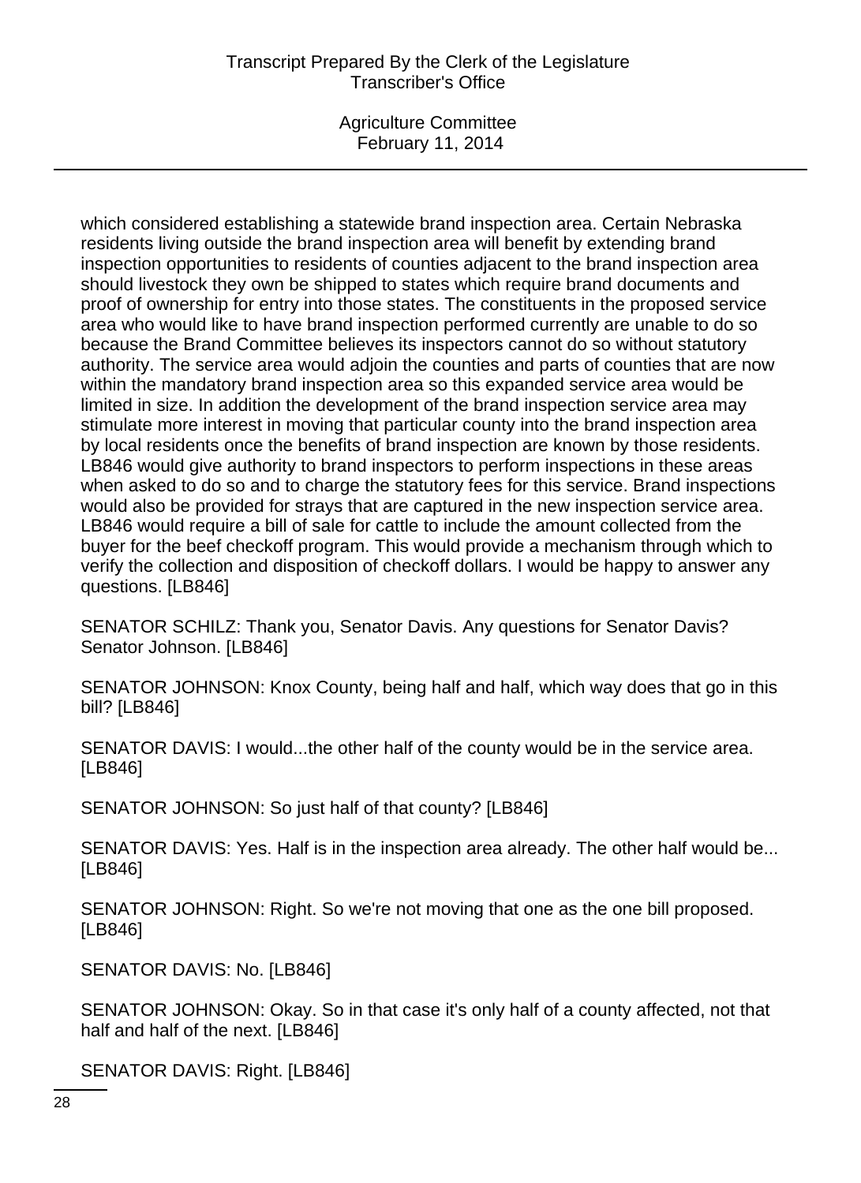which considered establishing a statewide brand inspection area. Certain Nebraska residents living outside the brand inspection area will benefit by extending brand inspection opportunities to residents of counties adjacent to the brand inspection area should livestock they own be shipped to states which require brand documents and proof of ownership for entry into those states. The constituents in the proposed service area who would like to have brand inspection performed currently are unable to do so because the Brand Committee believes its inspectors cannot do so without statutory authority. The service area would adjoin the counties and parts of counties that are now within the mandatory brand inspection area so this expanded service area would be limited in size. In addition the development of the brand inspection service area may stimulate more interest in moving that particular county into the brand inspection area by local residents once the benefits of brand inspection are known by those residents. LB846 would give authority to brand inspectors to perform inspections in these areas when asked to do so and to charge the statutory fees for this service. Brand inspections would also be provided for strays that are captured in the new inspection service area. LB846 would require a bill of sale for cattle to include the amount collected from the buyer for the beef checkoff program. This would provide a mechanism through which to verify the collection and disposition of checkoff dollars. I would be happy to answer any questions. [LB846]

SENATOR SCHILZ: Thank you, Senator Davis. Any questions for Senator Davis? Senator Johnson. [LB846]

SENATOR JOHNSON: Knox County, being half and half, which way does that go in this bill? [LB846]

SENATOR DAVIS: I would...the other half of the county would be in the service area. [LB846]

SENATOR JOHNSON: So just half of that county? [LB846]

SENATOR DAVIS: Yes. Half is in the inspection area already. The other half would be... [LB846]

SENATOR JOHNSON: Right. So we're not moving that one as the one bill proposed. [LB846]

SENATOR DAVIS: No. [LB846]

SENATOR JOHNSON: Okay. So in that case it's only half of a county affected, not that half and half of the next. [LB846]

SENATOR DAVIS: Right. [LB846]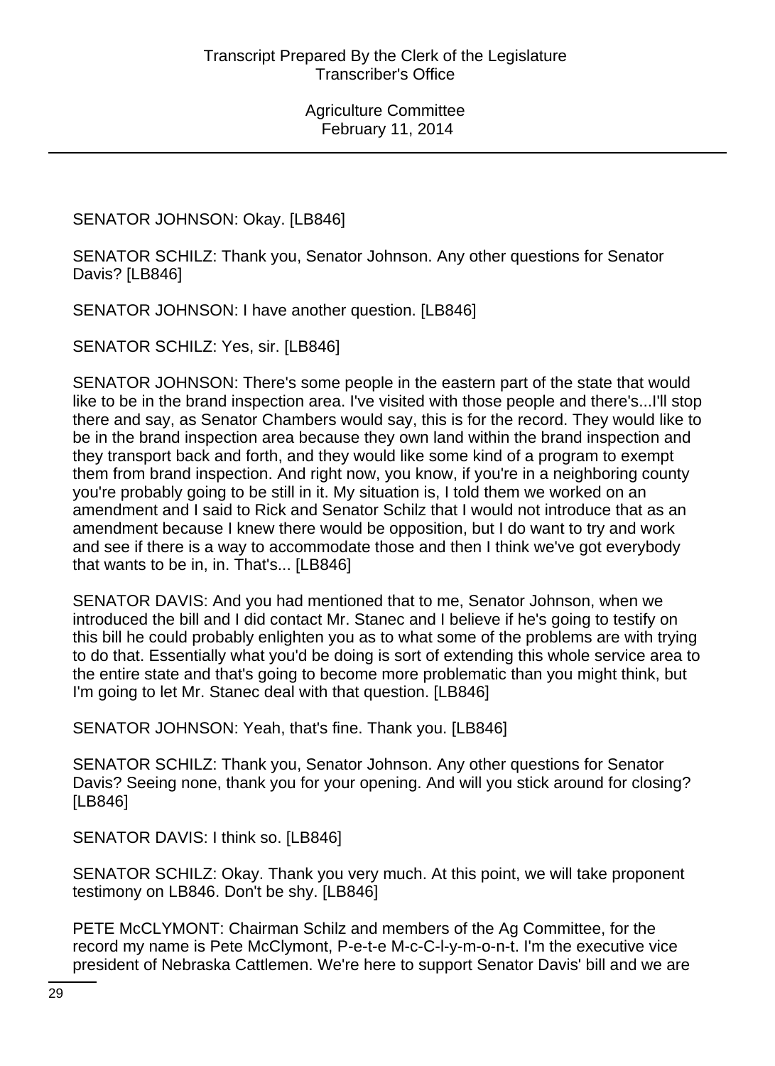SENATOR JOHNSON: Okay. [LB846]

SENATOR SCHILZ: Thank you, Senator Johnson. Any other questions for Senator Davis? [LB846]

SENATOR JOHNSON: I have another question. [LB846]

SENATOR SCHILZ: Yes, sir. [LB846]

SENATOR JOHNSON: There's some people in the eastern part of the state that would like to be in the brand inspection area. I've visited with those people and there's...I'll stop there and say, as Senator Chambers would say, this is for the record. They would like to be in the brand inspection area because they own land within the brand inspection and they transport back and forth, and they would like some kind of a program to exempt them from brand inspection. And right now, you know, if you're in a neighboring county you're probably going to be still in it. My situation is, I told them we worked on an amendment and I said to Rick and Senator Schilz that I would not introduce that as an amendment because I knew there would be opposition, but I do want to try and work and see if there is a way to accommodate those and then I think we've got everybody that wants to be in, in. That's... [LB846]

SENATOR DAVIS: And you had mentioned that to me, Senator Johnson, when we introduced the bill and I did contact Mr. Stanec and I believe if he's going to testify on this bill he could probably enlighten you as to what some of the problems are with trying to do that. Essentially what you'd be doing is sort of extending this whole service area to the entire state and that's going to become more problematic than you might think, but I'm going to let Mr. Stanec deal with that question. [LB846]

SENATOR JOHNSON: Yeah, that's fine. Thank you. [LB846]

SENATOR SCHILZ: Thank you, Senator Johnson. Any other questions for Senator Davis? Seeing none, thank you for your opening. And will you stick around for closing? [LB846]

SENATOR DAVIS: I think so. [LB846]

SENATOR SCHILZ: Okay. Thank you very much. At this point, we will take proponent testimony on LB846. Don't be shy. [LB846]

PETE McCLYMONT: Chairman Schilz and members of the Ag Committee, for the record my name is Pete McClymont, P-e-t-e M-c-C-l-y-m-o-n-t. I'm the executive vice president of Nebraska Cattlemen. We're here to support Senator Davis' bill and we are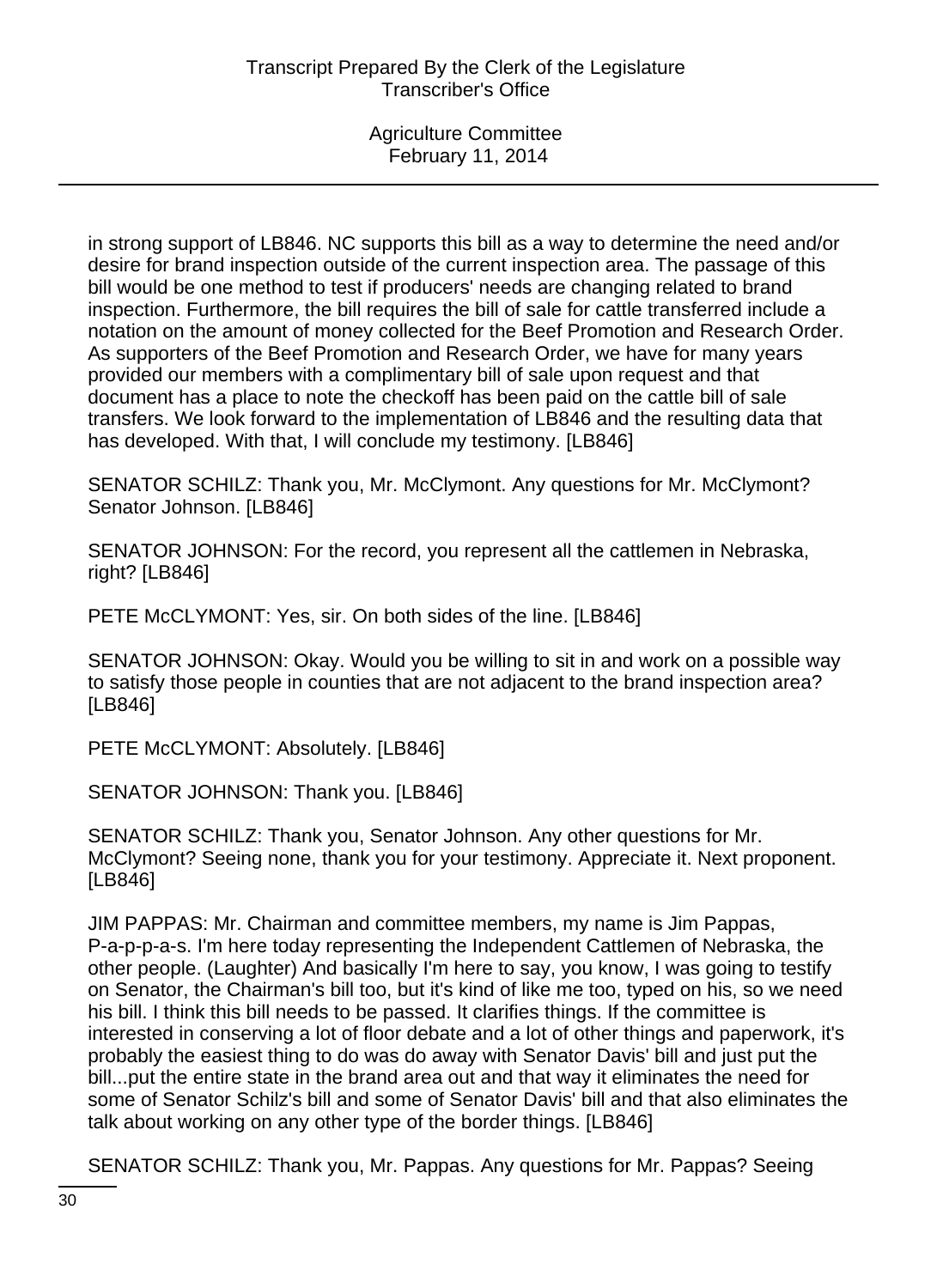in strong support of LB846. NC supports this bill as a way to determine the need and/or desire for brand inspection outside of the current inspection area. The passage of this bill would be one method to test if producers' needs are changing related to brand inspection. Furthermore, the bill requires the bill of sale for cattle transferred include a notation on the amount of money collected for the Beef Promotion and Research Order. As supporters of the Beef Promotion and Research Order, we have for many years provided our members with a complimentary bill of sale upon request and that document has a place to note the checkoff has been paid on the cattle bill of sale transfers. We look forward to the implementation of LB846 and the resulting data that has developed. With that, I will conclude my testimony. [LB846]

SENATOR SCHILZ: Thank you, Mr. McClymont. Any questions for Mr. McClymont? Senator Johnson. [LB846]

SENATOR JOHNSON: For the record, you represent all the cattlemen in Nebraska, right? [LB846]

PETE McCLYMONT: Yes, sir. On both sides of the line. [LB846]

SENATOR JOHNSON: Okay. Would you be willing to sit in and work on a possible way to satisfy those people in counties that are not adjacent to the brand inspection area? [LB846]

PETE McCLYMONT: Absolutely. [LB846]

SENATOR JOHNSON: Thank you. [LB846]

SENATOR SCHILZ: Thank you, Senator Johnson. Any other questions for Mr. McClymont? Seeing none, thank you for your testimony. Appreciate it. Next proponent. [LB846]

JIM PAPPAS: Mr. Chairman and committee members, my name is Jim Pappas, P-a-p-p-a-s. I'm here today representing the Independent Cattlemen of Nebraska, the other people. (Laughter) And basically I'm here to say, you know, I was going to testify on Senator, the Chairman's bill too, but it's kind of like me too, typed on his, so we need his bill. I think this bill needs to be passed. It clarifies things. If the committee is interested in conserving a lot of floor debate and a lot of other things and paperwork, it's probably the easiest thing to do was do away with Senator Davis' bill and just put the bill...put the entire state in the brand area out and that way it eliminates the need for some of Senator Schilz's bill and some of Senator Davis' bill and that also eliminates the talk about working on any other type of the border things. [LB846]

SENATOR SCHILZ: Thank you, Mr. Pappas. Any questions for Mr. Pappas? Seeing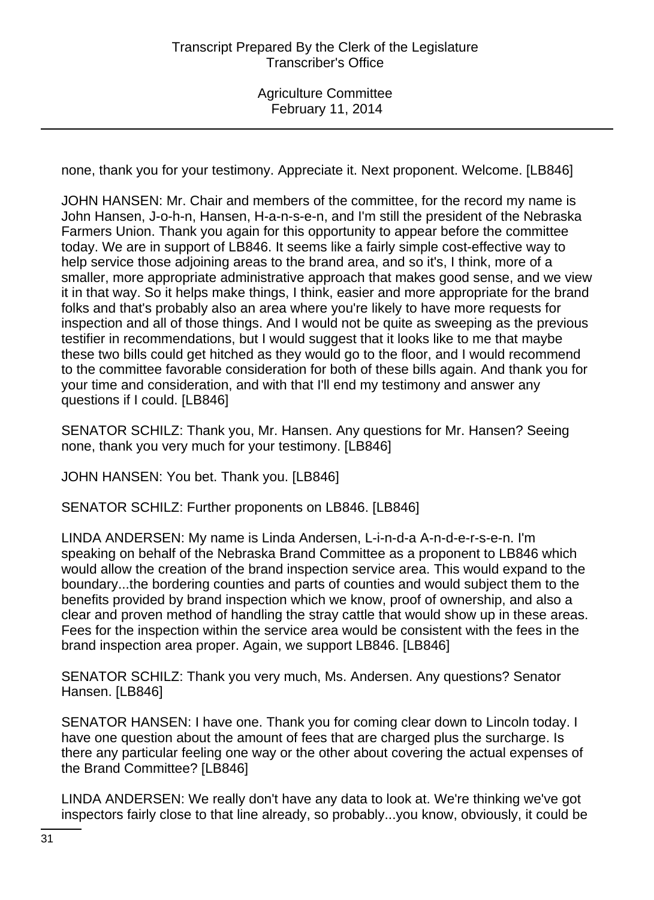none, thank you for your testimony. Appreciate it. Next proponent. Welcome. [LB846]

JOHN HANSEN: Mr. Chair and members of the committee, for the record my name is John Hansen, J-o-h-n, Hansen, H-a-n-s-e-n, and I'm still the president of the Nebraska Farmers Union. Thank you again for this opportunity to appear before the committee today. We are in support of LB846. It seems like a fairly simple cost-effective way to help service those adjoining areas to the brand area, and so it's, I think, more of a smaller, more appropriate administrative approach that makes good sense, and we view it in that way. So it helps make things, I think, easier and more appropriate for the brand folks and that's probably also an area where you're likely to have more requests for inspection and all of those things. And I would not be quite as sweeping as the previous testifier in recommendations, but I would suggest that it looks like to me that maybe these two bills could get hitched as they would go to the floor, and I would recommend to the committee favorable consideration for both of these bills again. And thank you for your time and consideration, and with that I'll end my testimony and answer any questions if I could. [LB846]

SENATOR SCHILZ: Thank you, Mr. Hansen. Any questions for Mr. Hansen? Seeing none, thank you very much for your testimony. [LB846]

JOHN HANSEN: You bet. Thank you. [LB846]

SENATOR SCHILZ: Further proponents on LB846. [LB846]

LINDA ANDERSEN: My name is Linda Andersen, L-i-n-d-a A-n-d-e-r-s-e-n. I'm speaking on behalf of the Nebraska Brand Committee as a proponent to LB846 which would allow the creation of the brand inspection service area. This would expand to the boundary...the bordering counties and parts of counties and would subject them to the benefits provided by brand inspection which we know, proof of ownership, and also a clear and proven method of handling the stray cattle that would show up in these areas. Fees for the inspection within the service area would be consistent with the fees in the brand inspection area proper. Again, we support LB846. [LB846]

SENATOR SCHILZ: Thank you very much, Ms. Andersen. Any questions? Senator Hansen. [LB846]

SENATOR HANSEN: I have one. Thank you for coming clear down to Lincoln today. I have one question about the amount of fees that are charged plus the surcharge. Is there any particular feeling one way or the other about covering the actual expenses of the Brand Committee? [LB846]

LINDA ANDERSEN: We really don't have any data to look at. We're thinking we've got inspectors fairly close to that line already, so probably...you know, obviously, it could be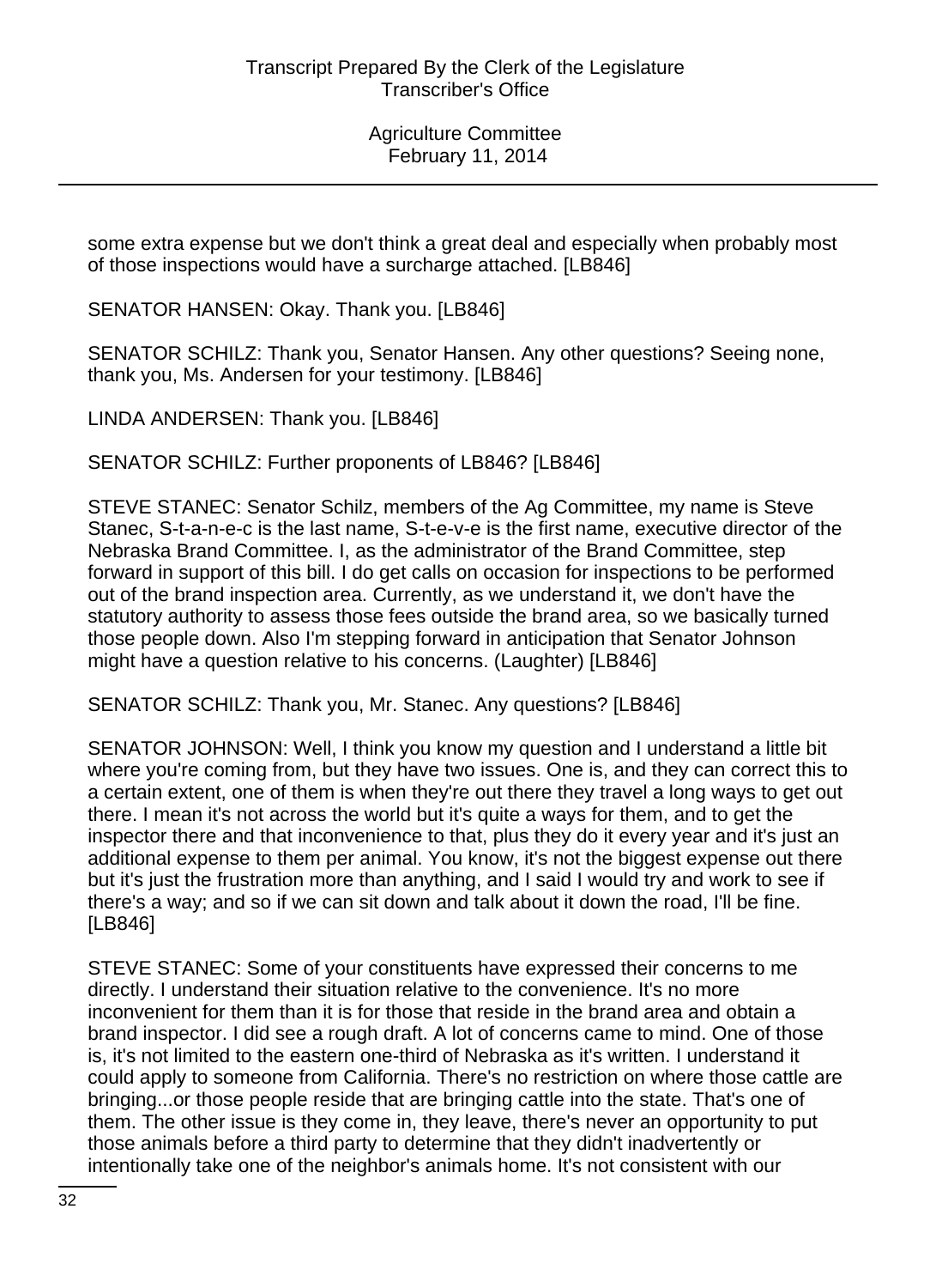some extra expense but we don't think a great deal and especially when probably most of those inspections would have a surcharge attached. [LB846]

SENATOR HANSEN: Okay. Thank you. [LB846]

SENATOR SCHILZ: Thank you, Senator Hansen. Any other questions? Seeing none, thank you, Ms. Andersen for your testimony. [LB846]

LINDA ANDERSEN: Thank you. [LB846]

SENATOR SCHILZ: Further proponents of LB846? [LB846]

STEVE STANEC: Senator Schilz, members of the Ag Committee, my name is Steve Stanec, S-t-a-n-e-c is the last name, S-t-e-v-e is the first name, executive director of the Nebraska Brand Committee. I, as the administrator of the Brand Committee, step forward in support of this bill. I do get calls on occasion for inspections to be performed out of the brand inspection area. Currently, as we understand it, we don't have the statutory authority to assess those fees outside the brand area, so we basically turned those people down. Also I'm stepping forward in anticipation that Senator Johnson might have a question relative to his concerns. (Laughter) [LB846]

SENATOR SCHILZ: Thank you, Mr. Stanec. Any questions? [LB846]

SENATOR JOHNSON: Well, I think you know my question and I understand a little bit where you're coming from, but they have two issues. One is, and they can correct this to a certain extent, one of them is when they're out there they travel a long ways to get out there. I mean it's not across the world but it's quite a ways for them, and to get the inspector there and that inconvenience to that, plus they do it every year and it's just an additional expense to them per animal. You know, it's not the biggest expense out there but it's just the frustration more than anything, and I said I would try and work to see if there's a way; and so if we can sit down and talk about it down the road, I'll be fine. [LB846]

STEVE STANEC: Some of your constituents have expressed their concerns to me directly. I understand their situation relative to the convenience. It's no more inconvenient for them than it is for those that reside in the brand area and obtain a brand inspector. I did see a rough draft. A lot of concerns came to mind. One of those is, it's not limited to the eastern one-third of Nebraska as it's written. I understand it could apply to someone from California. There's no restriction on where those cattle are bringing...or those people reside that are bringing cattle into the state. That's one of them. The other issue is they come in, they leave, there's never an opportunity to put those animals before a third party to determine that they didn't inadvertently or intentionally take one of the neighbor's animals home. It's not consistent with our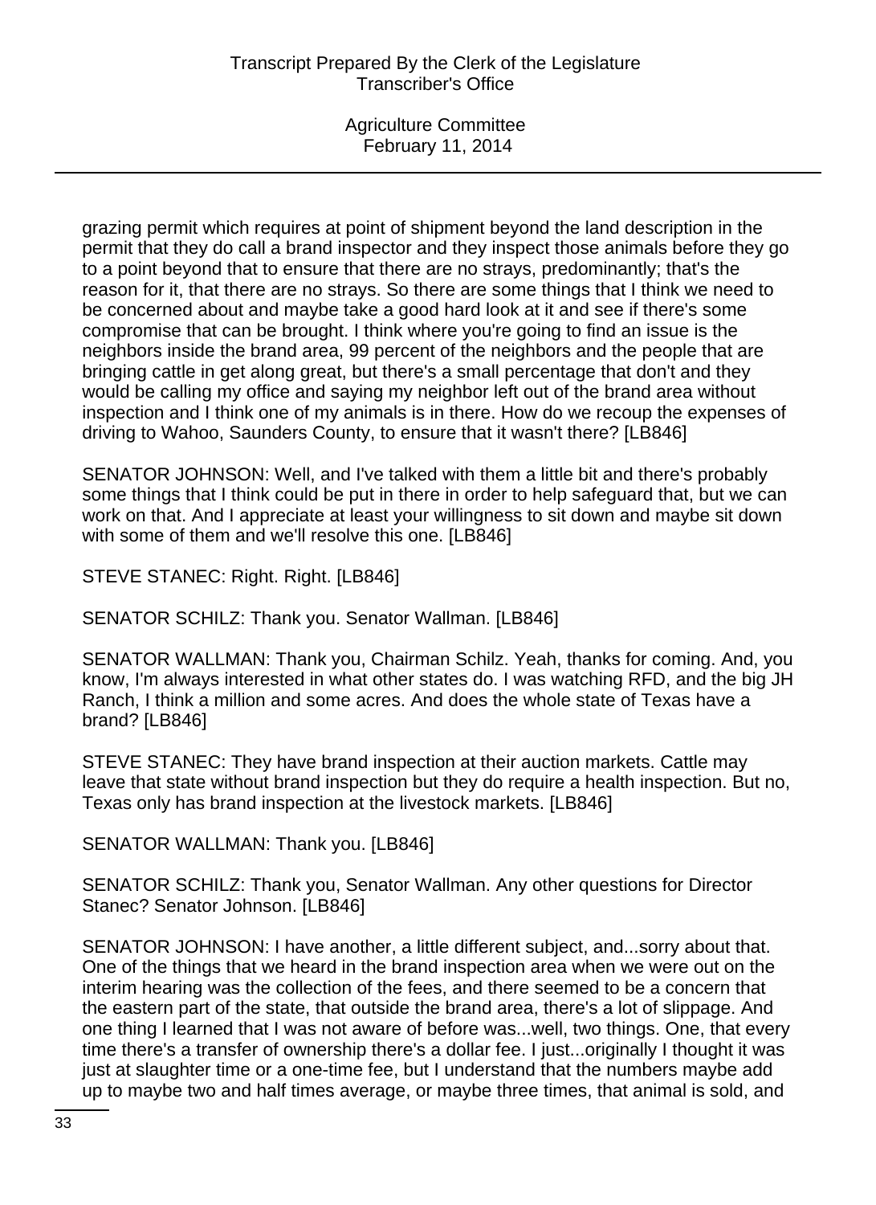grazing permit which requires at point of shipment beyond the land description in the permit that they do call a brand inspector and they inspect those animals before they go to a point beyond that to ensure that there are no strays, predominantly; that's the reason for it, that there are no strays. So there are some things that I think we need to be concerned about and maybe take a good hard look at it and see if there's some compromise that can be brought. I think where you're going to find an issue is the neighbors inside the brand area, 99 percent of the neighbors and the people that are bringing cattle in get along great, but there's a small percentage that don't and they would be calling my office and saying my neighbor left out of the brand area without inspection and I think one of my animals is in there. How do we recoup the expenses of driving to Wahoo, Saunders County, to ensure that it wasn't there? [LB846]

SENATOR JOHNSON: Well, and I've talked with them a little bit and there's probably some things that I think could be put in there in order to help safeguard that, but we can work on that. And I appreciate at least your willingness to sit down and maybe sit down with some of them and we'll resolve this one. [LB846]

STEVE STANEC: Right. Right. [LB846]

SENATOR SCHILZ: Thank you. Senator Wallman. [LB846]

SENATOR WALLMAN: Thank you, Chairman Schilz. Yeah, thanks for coming. And, you know, I'm always interested in what other states do. I was watching RFD, and the big JH Ranch, I think a million and some acres. And does the whole state of Texas have a brand? [LB846]

STEVE STANEC: They have brand inspection at their auction markets. Cattle may leave that state without brand inspection but they do require a health inspection. But no, Texas only has brand inspection at the livestock markets. [LB846]

SENATOR WALLMAN: Thank you. [LB846]

SENATOR SCHILZ: Thank you, Senator Wallman. Any other questions for Director Stanec? Senator Johnson. [LB846]

SENATOR JOHNSON: I have another, a little different subject, and...sorry about that. One of the things that we heard in the brand inspection area when we were out on the interim hearing was the collection of the fees, and there seemed to be a concern that the eastern part of the state, that outside the brand area, there's a lot of slippage. And one thing I learned that I was not aware of before was...well, two things. One, that every time there's a transfer of ownership there's a dollar fee. I just...originally I thought it was just at slaughter time or a one-time fee, but I understand that the numbers maybe add up to maybe two and half times average, or maybe three times, that animal is sold, and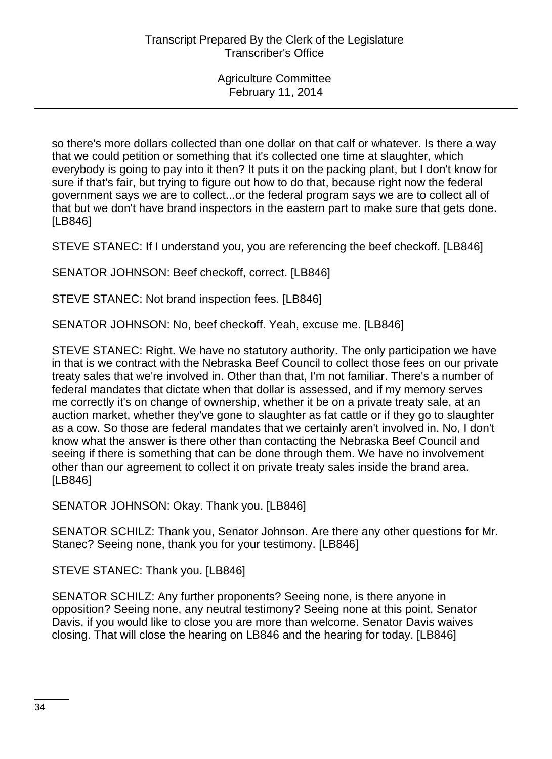so there's more dollars collected than one dollar on that calf or whatever. Is there a way that we could petition or something that it's collected one time at slaughter, which everybody is going to pay into it then? It puts it on the packing plant, but I don't know for sure if that's fair, but trying to figure out how to do that, because right now the federal government says we are to collect...or the federal program says we are to collect all of that but we don't have brand inspectors in the eastern part to make sure that gets done. [LB846]

STEVE STANEC: If I understand you, you are referencing the beef checkoff. [LB846]

SENATOR JOHNSON: Beef checkoff, correct. [LB846]

STEVE STANEC: Not brand inspection fees. [LB846]

SENATOR JOHNSON: No, beef checkoff. Yeah, excuse me. [LB846]

STEVE STANEC: Right. We have no statutory authority. The only participation we have in that is we contract with the Nebraska Beef Council to collect those fees on our private treaty sales that we're involved in. Other than that, I'm not familiar. There's a number of federal mandates that dictate when that dollar is assessed, and if my memory serves me correctly it's on change of ownership, whether it be on a private treaty sale, at an auction market, whether they've gone to slaughter as fat cattle or if they go to slaughter as a cow. So those are federal mandates that we certainly aren't involved in. No, I don't know what the answer is there other than contacting the Nebraska Beef Council and seeing if there is something that can be done through them. We have no involvement other than our agreement to collect it on private treaty sales inside the brand area. [LB846]

SENATOR JOHNSON: Okay. Thank you. [LB846]

SENATOR SCHILZ: Thank you, Senator Johnson. Are there any other questions for Mr. Stanec? Seeing none, thank you for your testimony. [LB846]

STEVE STANEC: Thank you. [LB846]

SENATOR SCHILZ: Any further proponents? Seeing none, is there anyone in opposition? Seeing none, any neutral testimony? Seeing none at this point, Senator Davis, if you would like to close you are more than welcome. Senator Davis waives closing. That will close the hearing on LB846 and the hearing for today. [LB846]